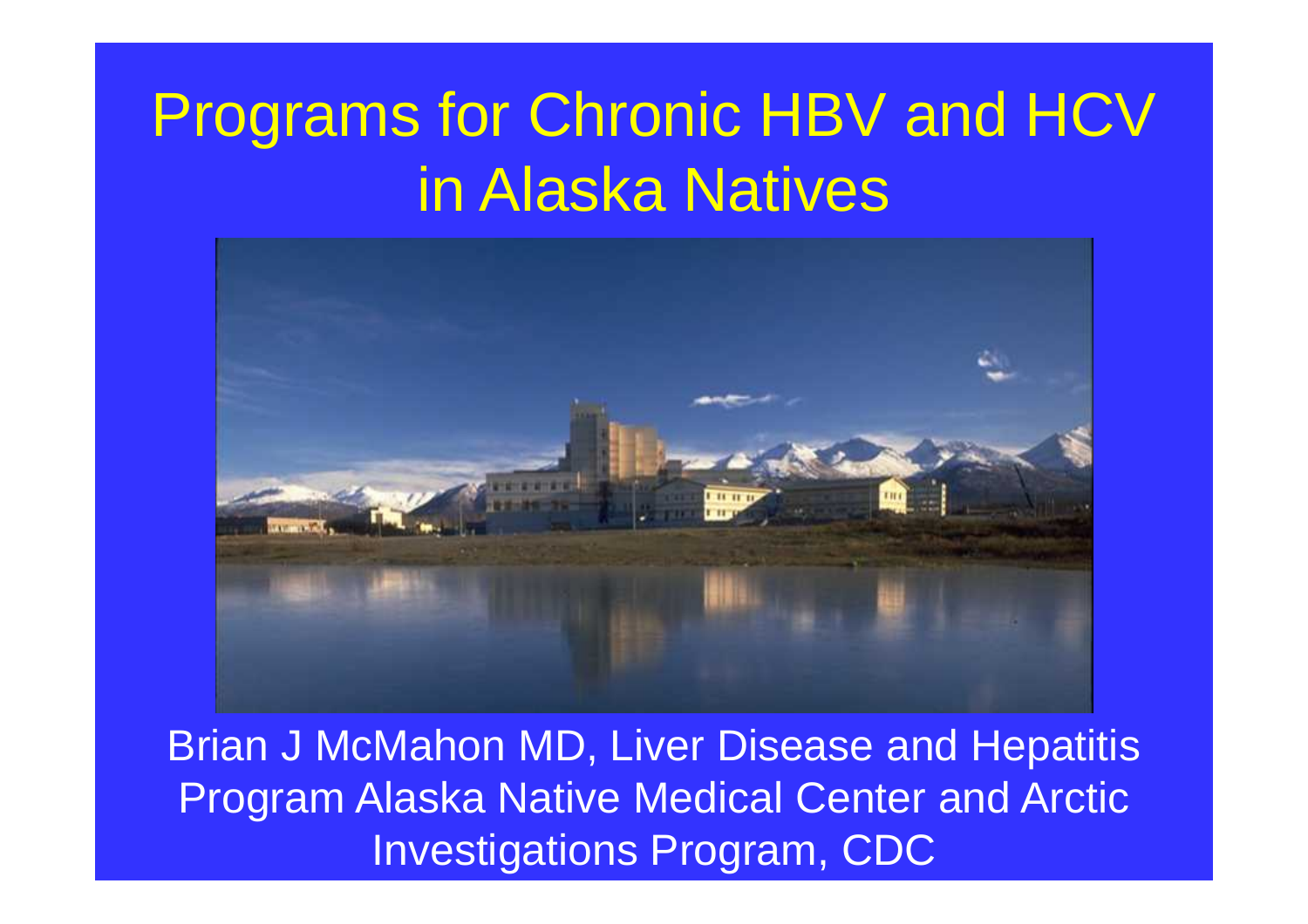# Programs for Chronic HBV and HCV in Alaska Natives

Brian J McMahon MD, Liver Disease and Hepatitis Program Alaska Native Medical Center and Arctic Investigations Program, CDC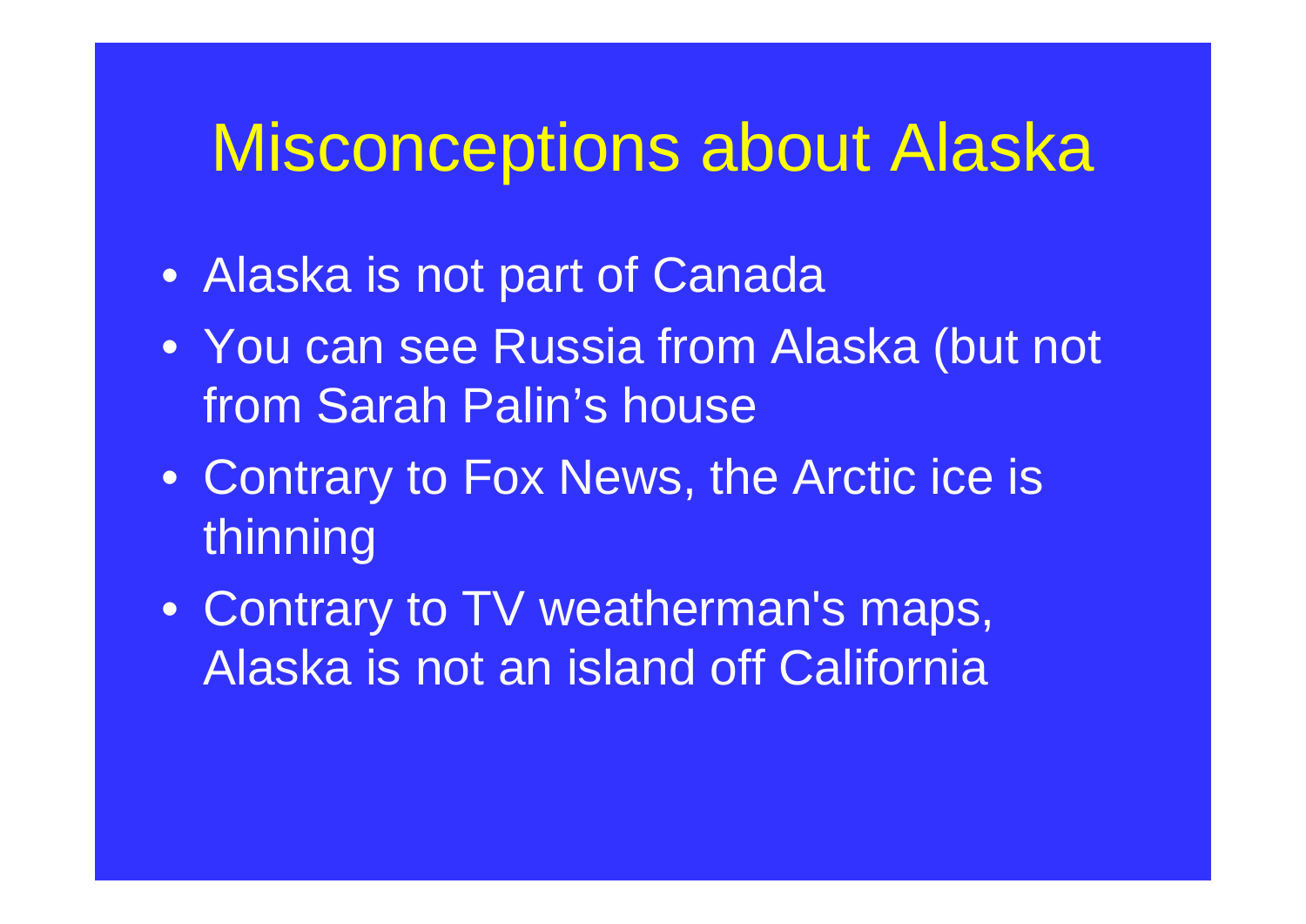# Misconceptions about Alaska

- Alaska is not part of Canada
- You can see Russia from Alaska (but not from Sarah Palin's house
- Contrary to Fox News, the Arctic ice is thinning
- Contrary to TV weatherman's maps, Alaska is not an island off California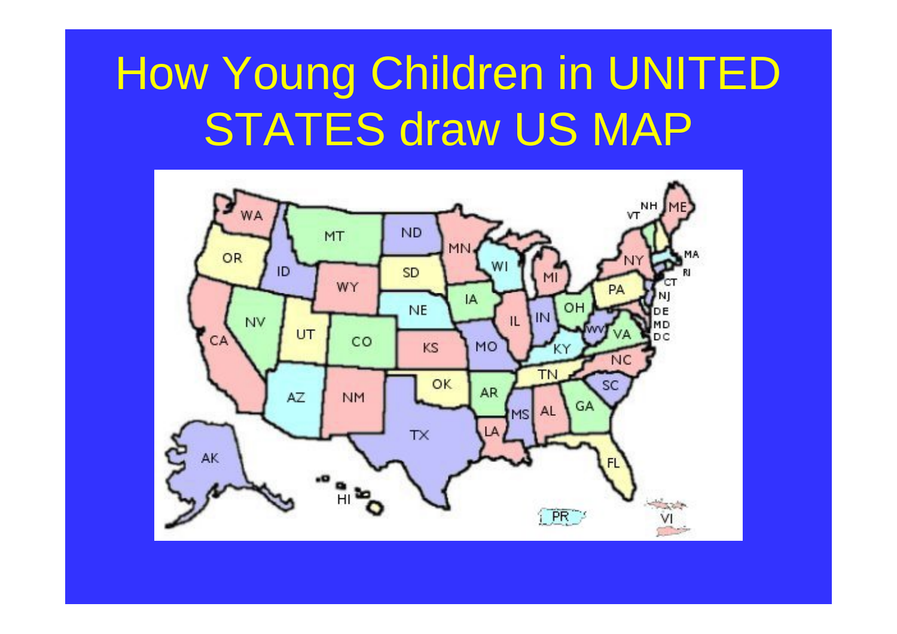# How Young Children in UNITED STATES draw US MAP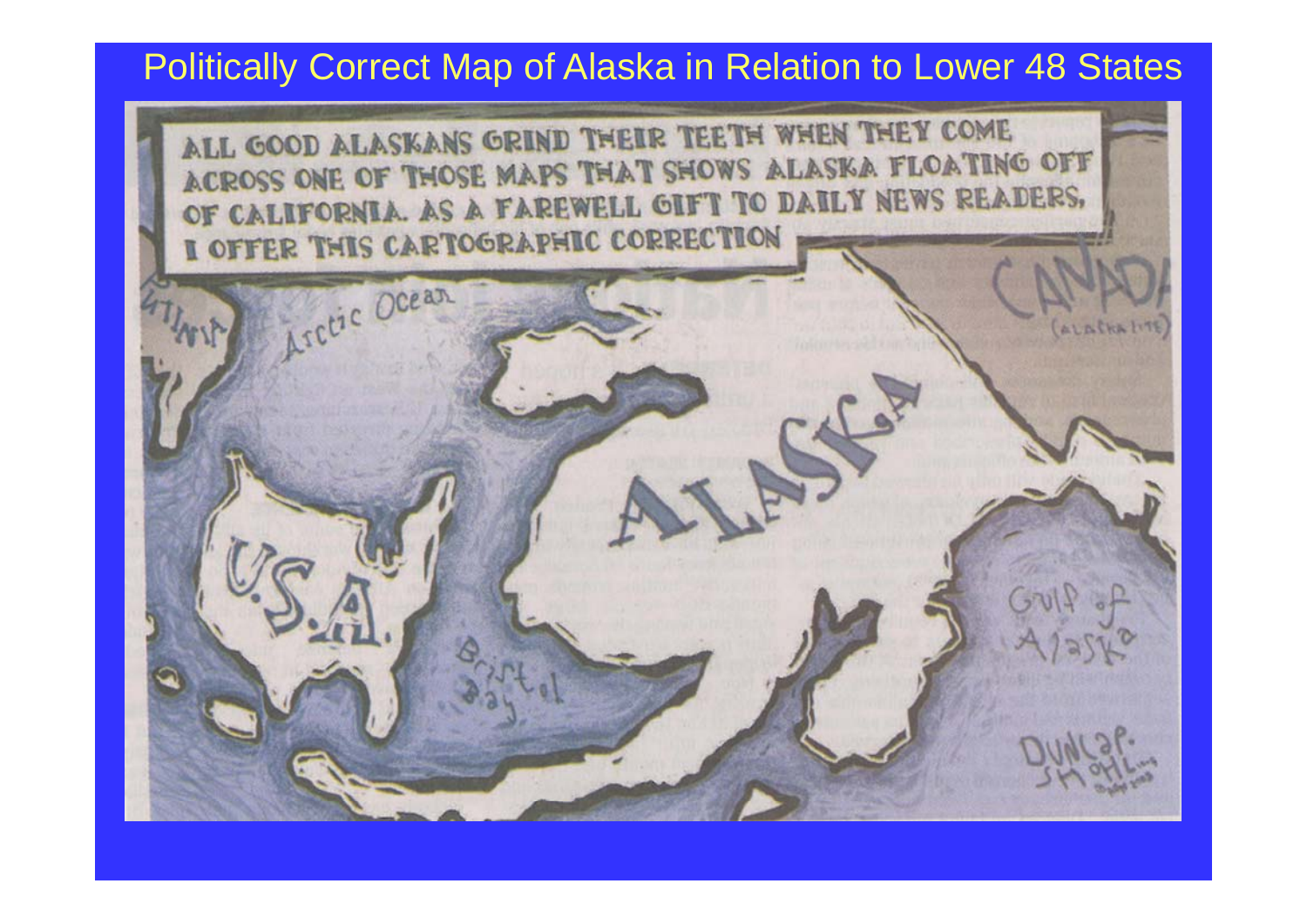# Politically Correct Map of Alaska in Relation to Lower 48 States

ALL GOOD ALASKANS GRIND THEIR TEETH WHEN THEY COME ACROSS ONE OF THOSE MAPS THAT SHOWS ALASKA FLOATING OFF OF CALIFORNIA. AS A FAREWELL GIFT TO DAILY NEWS READERS, I OFFER THIS CARTOGRAPHIC CORRECTION

Arctic Ocean

CANADA (ALASKA LITE)

ALASKA

U.S.A.

Bristol Bay

Gulf of Alaska

Dunlap-Shohl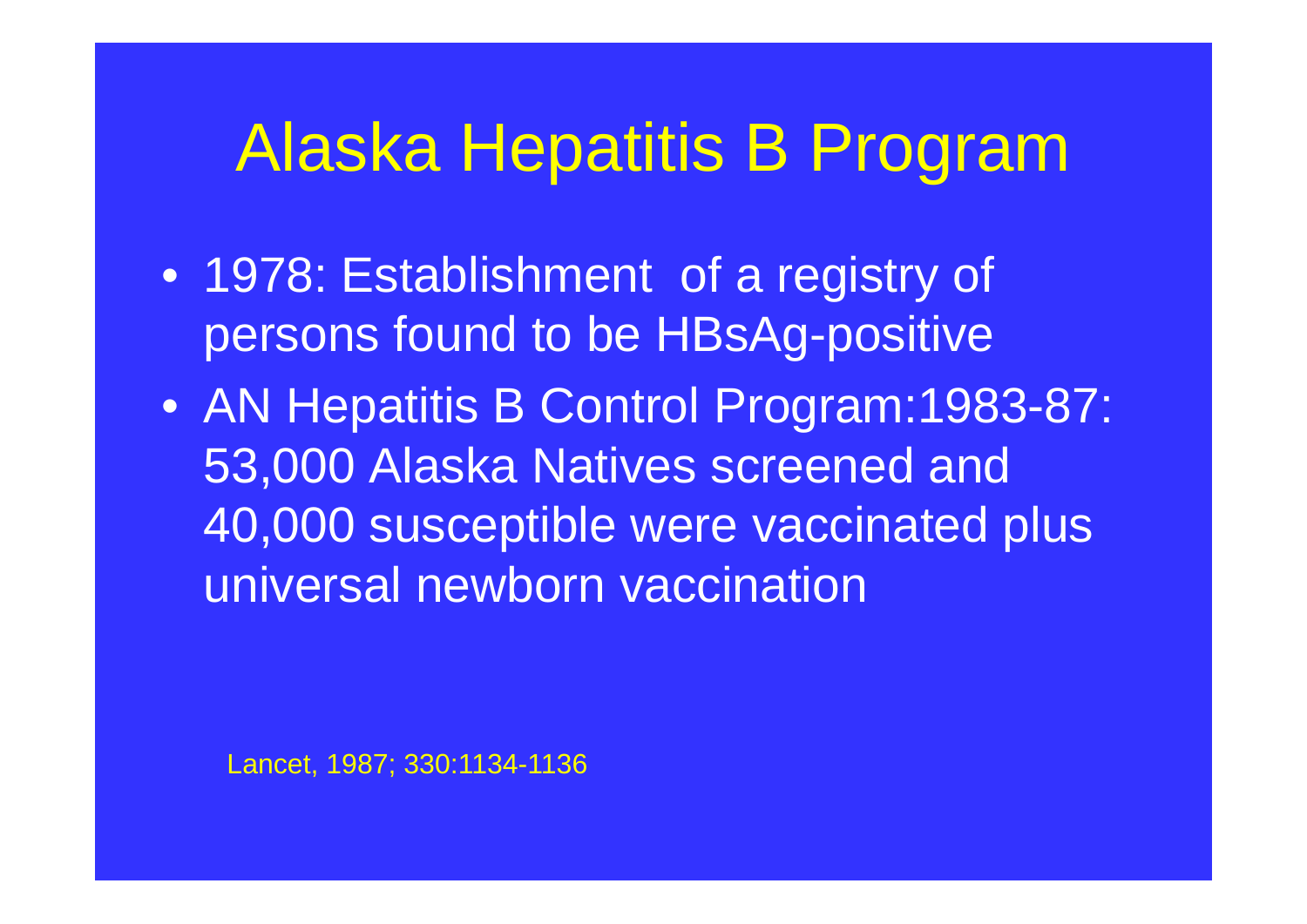# Alaska Hepatitis B Program

- 1978: Establishment of a registry of persons found to be HBsAg-positive
- AN Hepatitis B Control Program:1983-87: 53,000 Alaska Natives screened and 40,000 susceptible were vaccinated plus universal newborn vaccination

Lancet, 1987; 330:1134-1136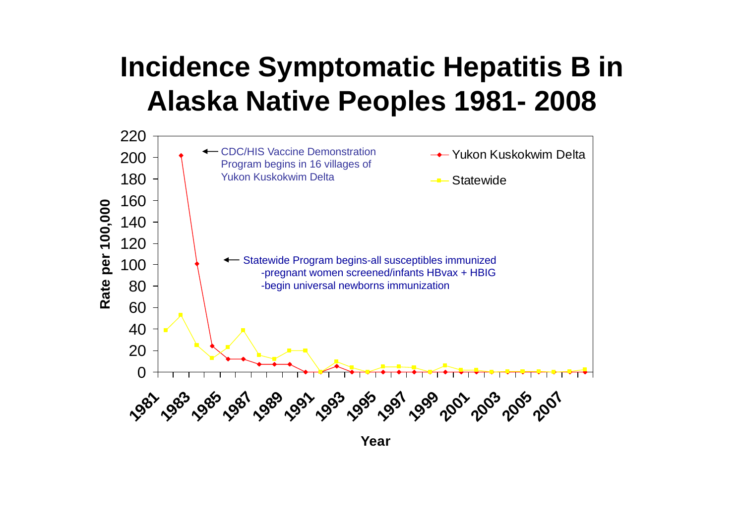# Incidence Symptomatic Hepatitis B in Alaska Native Peoples 1981- 2008

Rate per 100,000

← CDC/HIS Vaccine Demonstration Program begins in 16 villages of Yukon Kuskokwim Delta

← Statewide Program begins-all susceptibles immunized
-pregnant women screened/infants HBvax + HBIG
-begin universal newborns immunization

Yukon Kuskokwim Delta

Statewide

Year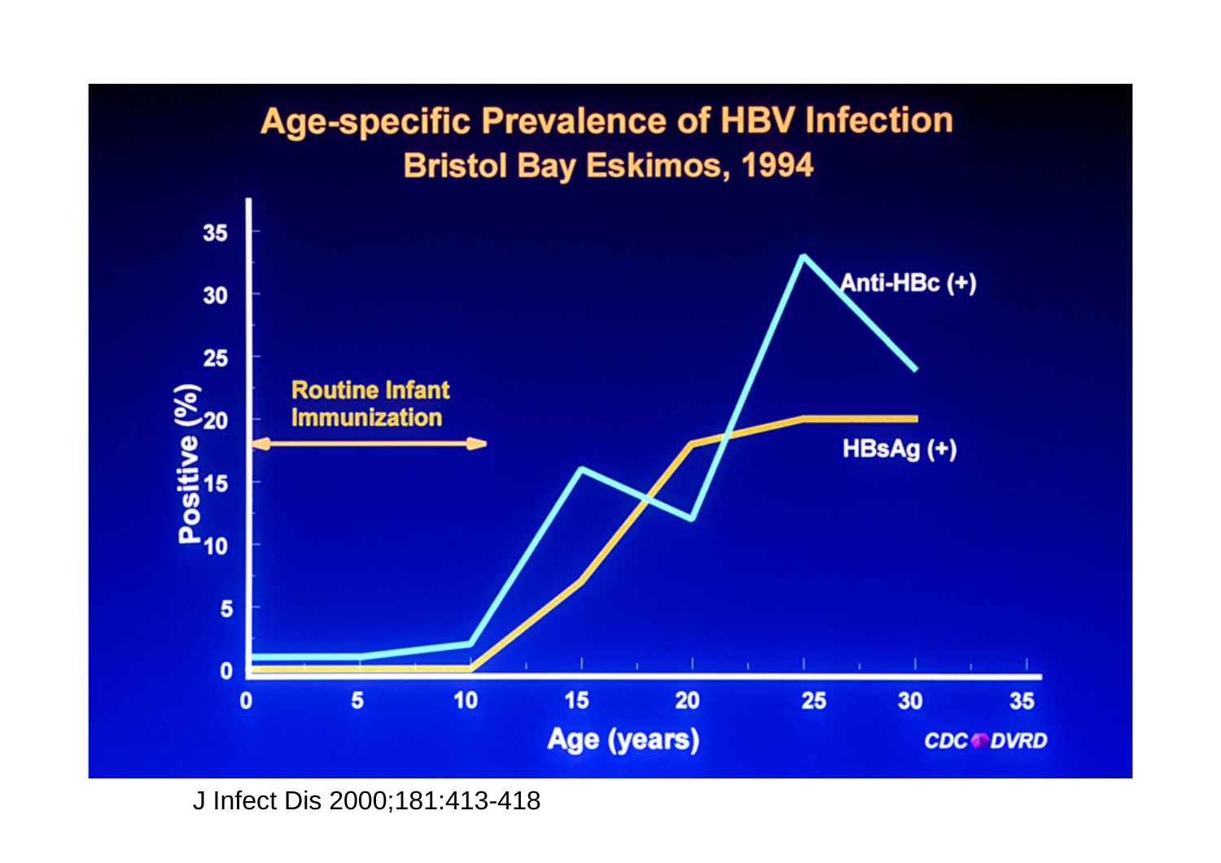# Age-specific Prevalence of HBV Infection
## Bristol Bay Eskimos, 1994

Positive (%): 0, 5, 10, 15, 20, 25, 30, 35

Age (years): 0, 5, 10, 15, 20, 25, 30, 35

Routine Infant Immunization

Anti-HBc (+)

HBsAg (+)

CDC DVRD

J Infect Dis 2000;181:413-418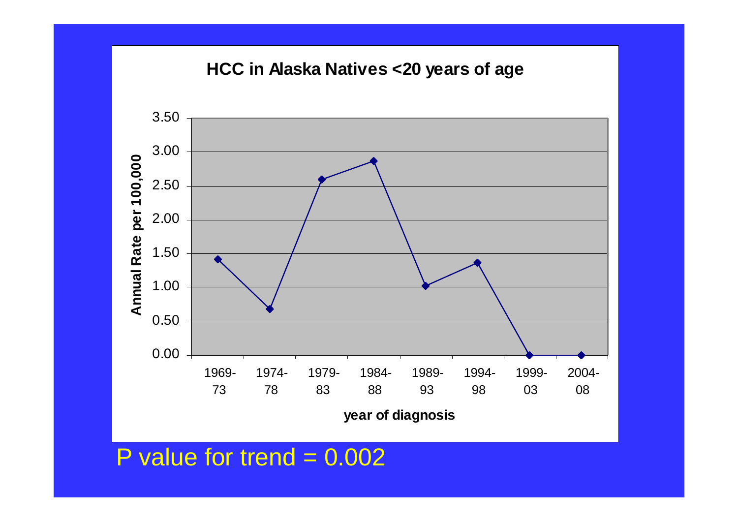## HCC in Alaska Natives <20 years of age

| year of diagnosis | Annual Rate per 100,000 |
|---|---|
| 1969-73 | 1.41 |
| 1974-78 | 0.68 |
| 1979-83 | 2.59 |
| 1984-88 | 2.86 |
| 1989-93 | 1.02 |
| 1994-98 | 1.36 |
| 1999-03 | 0.00 |
| 2004-08 | 0.00 |

P value for trend = 0.002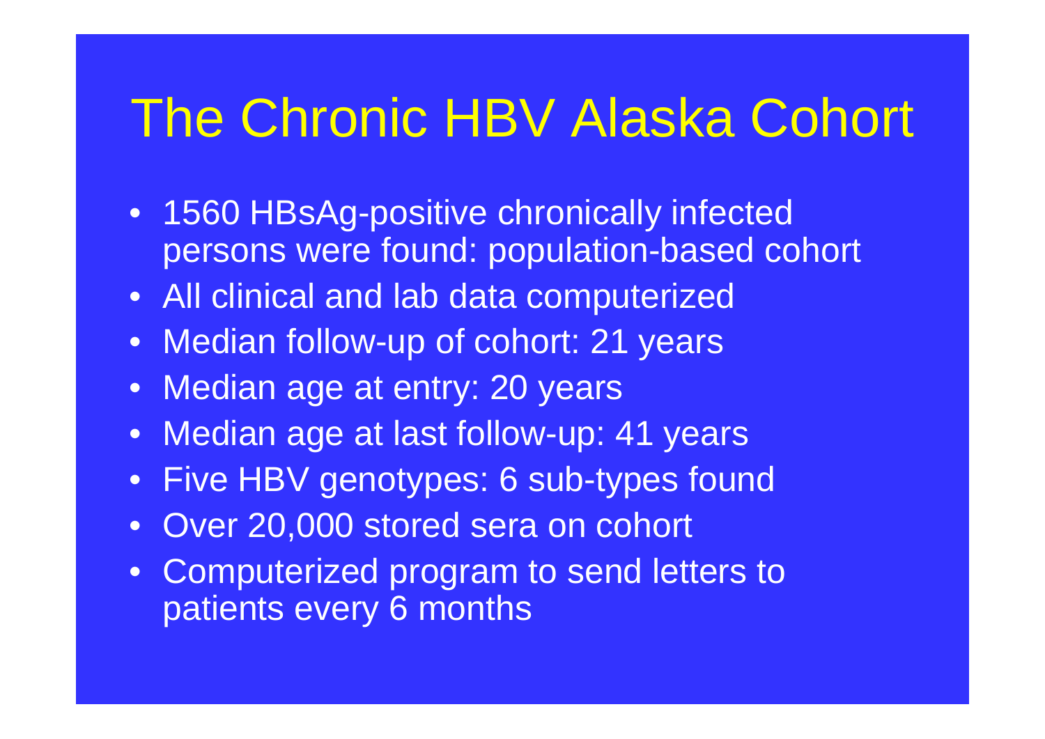# The Chronic HBV Alaska Cohort

- 1560 HBsAg-positive chronically infected persons were found: population-based cohort
- All clinical and lab data computerized
- Median follow-up of cohort: 21 years
- Median age at entry: 20 years
- Median age at last follow-up: 41 years
- Five HBV genotypes: 6 sub-types found
- Over 20,000 stored sera on cohort
- Computerized program to send letters to patients every 6 months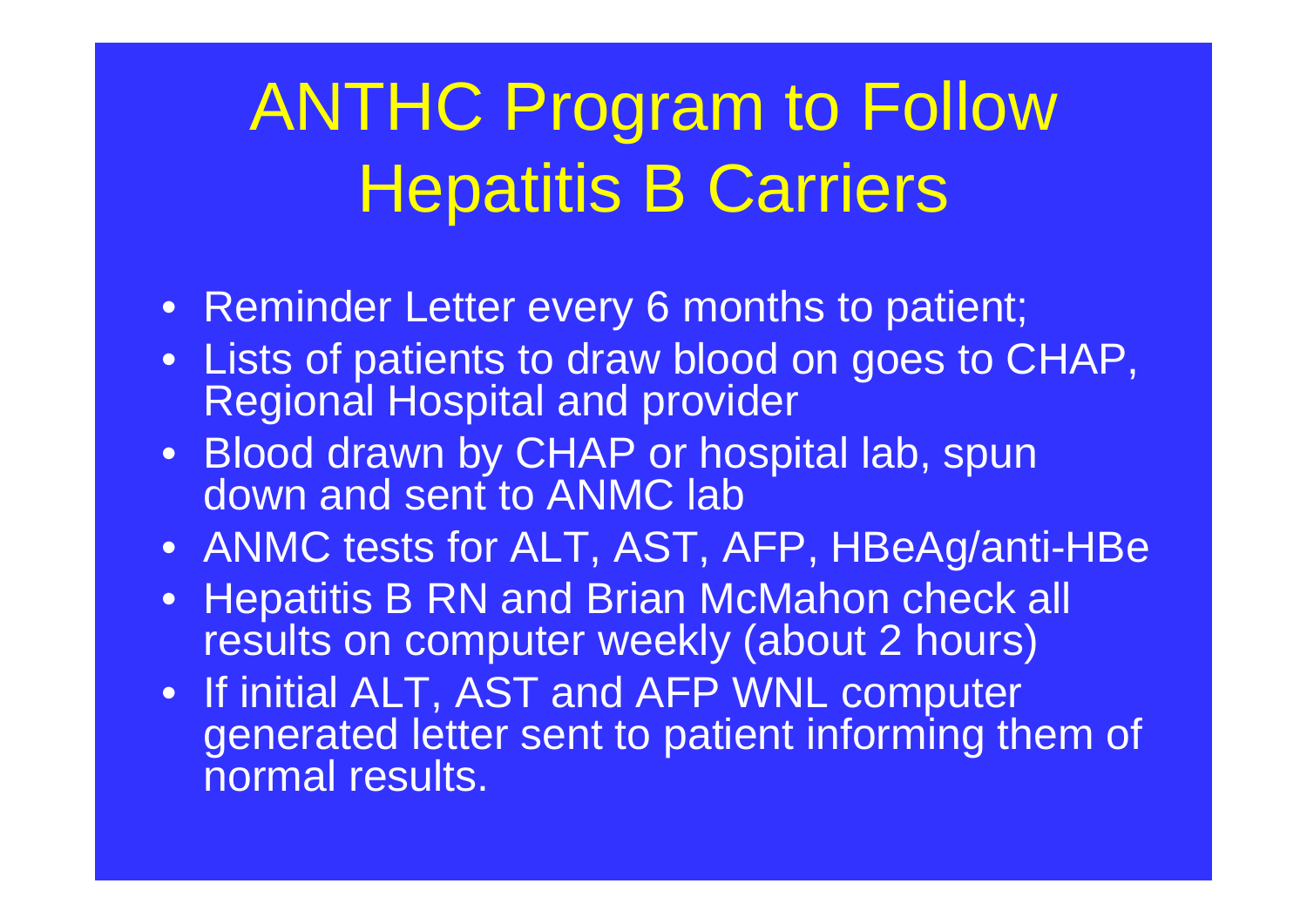# ANTHC Program to Follow Hepatitis B Carriers

- Reminder Letter every 6 months to patient;
- Lists of patients to draw blood on goes to CHAP, Regional Hospital and provider
- Blood drawn by CHAP or hospital lab, spun down and sent to ANMC lab
- ANMC tests for ALT, AST, AFP, HBeAg/anti-HBe
- Hepatitis B RN and Brian McMahon check all results on computer weekly (about 2 hours)
- If initial ALT, AST and AFP WNL computer generated letter sent to patient informing them of normal results.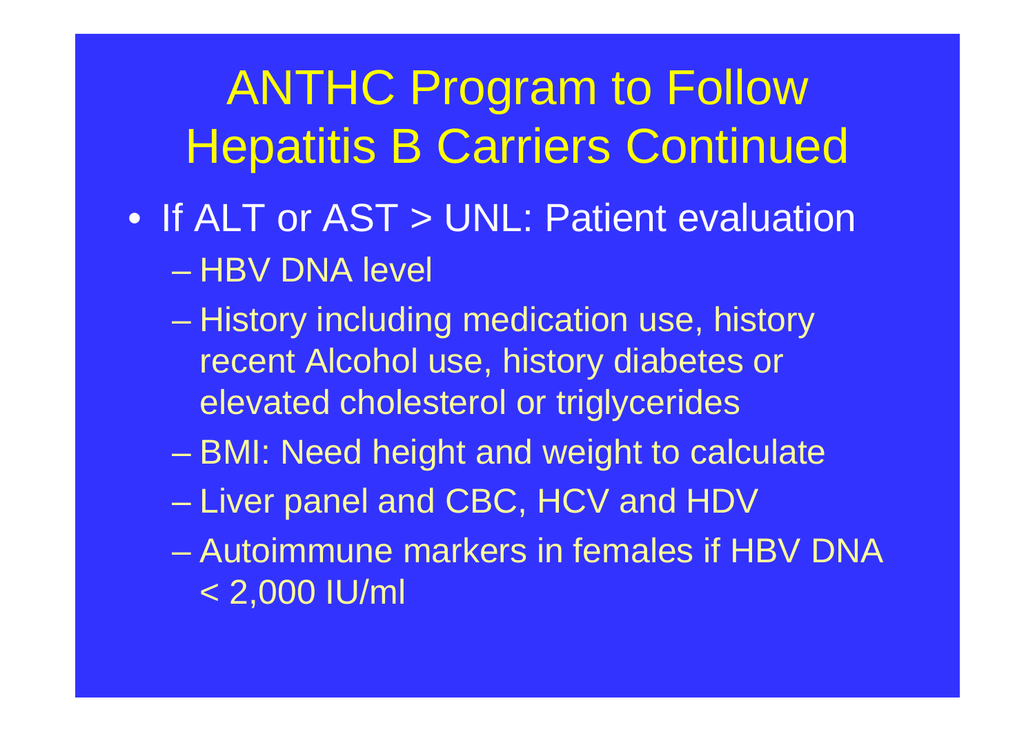# ANTHC Program to Follow Hepatitis B Carriers Continued

- If ALT or AST > UNL: Patient evaluation
  - HBV DNA level
  - History including medication use, history recent Alcohol use, history diabetes or elevated cholesterol or triglycerides
  - BMI: Need height and weight to calculate
  - Liver panel and CBC, HCV and HDV
  - Autoimmune markers in females if HBV DNA < 2,000 IU/ml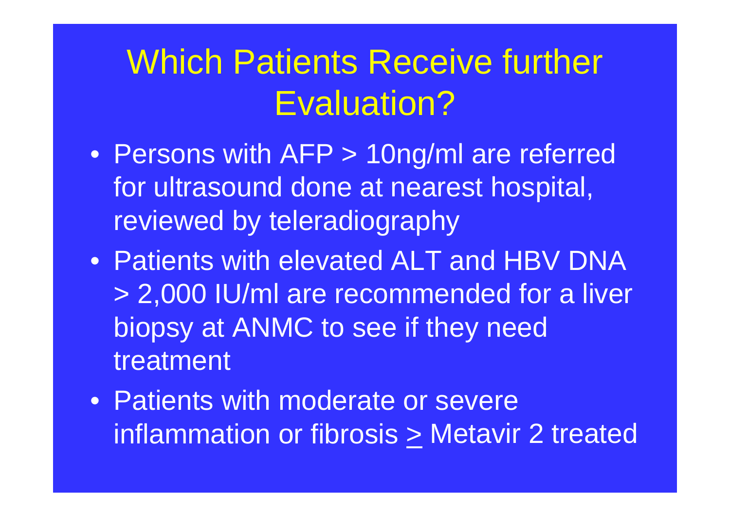# Which Patients Receive further Evaluation?

- Persons with AFP > 10ng/ml are referred for ultrasound done at nearest hospital, reviewed by teleradiography
- Patients with elevated ALT and HBV DNA > 2,000 IU/ml are recommended for a liver biopsy at ANMC to see if they need treatment
- Patients with moderate or severe inflammation or fibrosis $\geq$ Metavir 2 treated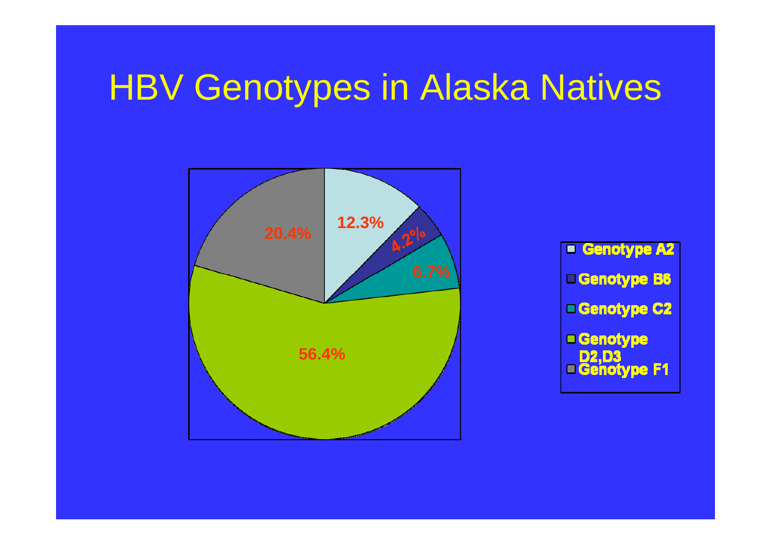# HBV Genotypes in Alaska Natives

| Genotype | Percentage |
|---|---|
| Genotype A2 | 12.3% |
| Genotype B6 | 4.2% |
| Genotype C2 | 6.7% |
| Genotype D2,D3 | 56.4% |
| Genotype F1 | 20.4% |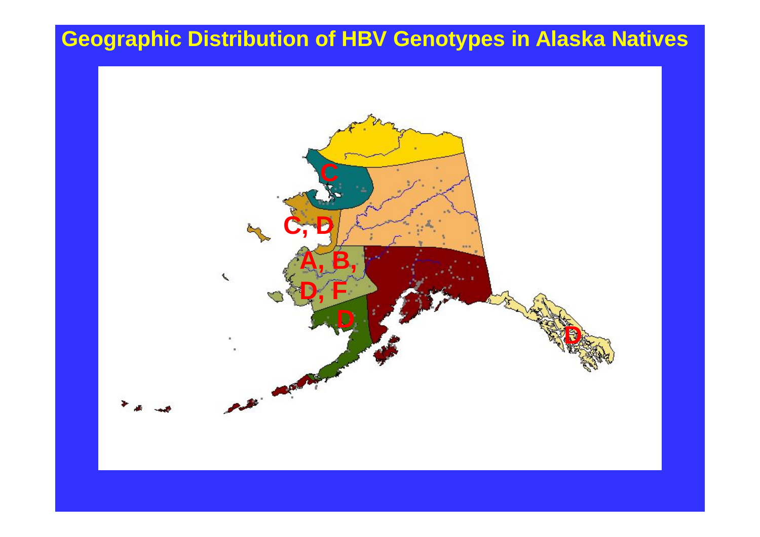# Geographic Distribution of HBV Genotypes in Alaska Natives

C

C, D

A, B, D, F

D

D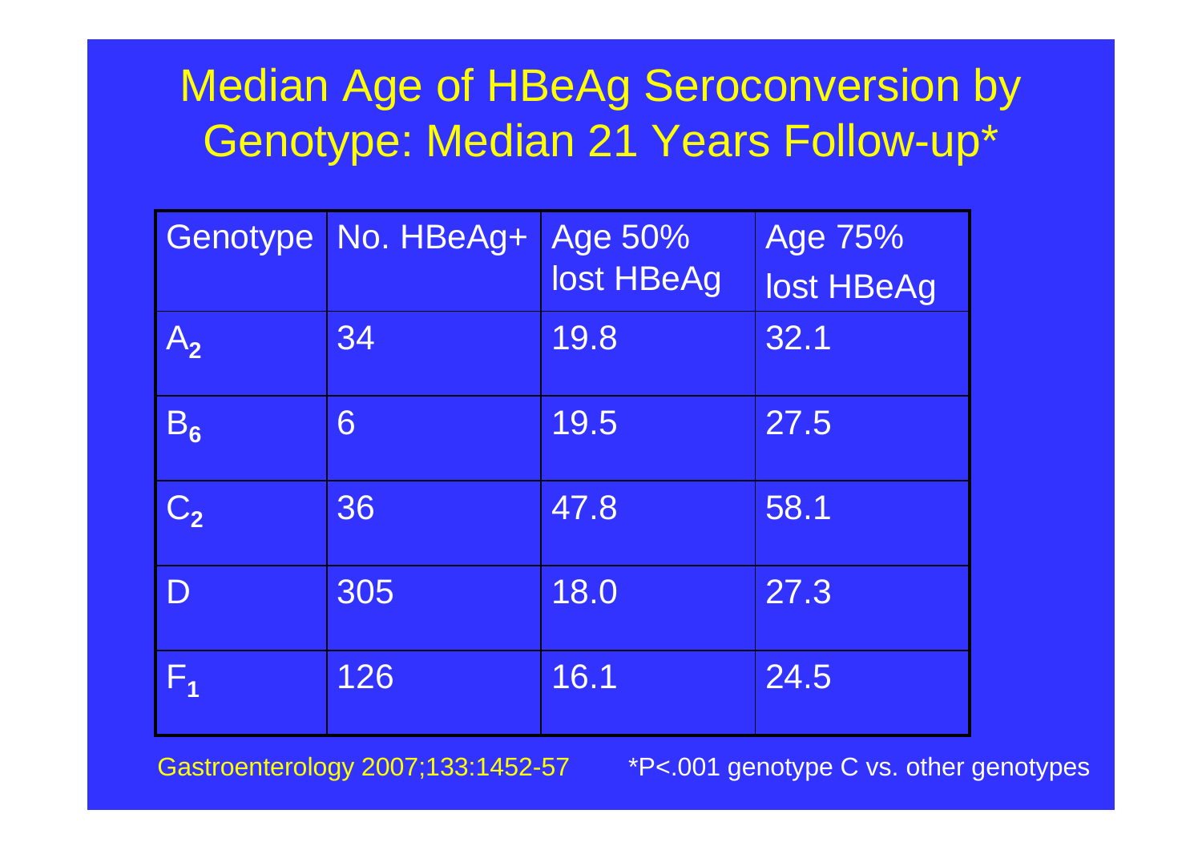# Median Age of HBeAg Seroconversion by Genotype: Median 21 Years Follow-up*

| Genotype | No. HBeAg+ | Age 50% lost HBeAg | Age 75% lost HBeAg |
|---|---|---|---|
| $A_2$ | 34 | 19.8 | 32.1 |
| $B_6$ | 6 | 19.5 | 27.5 |
| $C_2$ | 36 | 47.8 | 58.1 |
| D | 305 | 18.0 | 27.3 |
| $F_1$ | 126 | 16.1 | 24.5 |

Gastroenterology 2007;133:1452-57

*P<.001 genotype C vs. other genotypes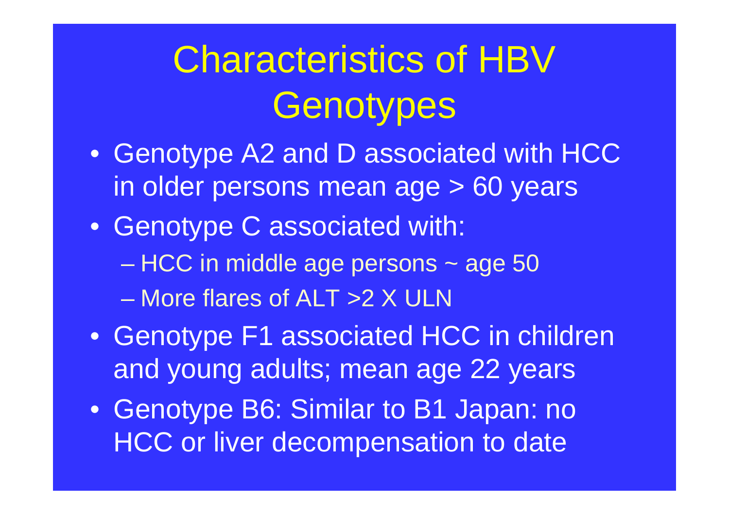# Characteristics of HBV Genotypes

- Genotype A2 and D associated with HCC in older persons mean age > 60 years
- Genotype C associated with:
  - HCC in middle age persons ~ age 50
  - More flares of ALT >2 X ULN
- Genotype F1 associated HCC in children and young adults; mean age 22 years
- Genotype B6: Similar to B1 Japan: no HCC or liver decompensation to date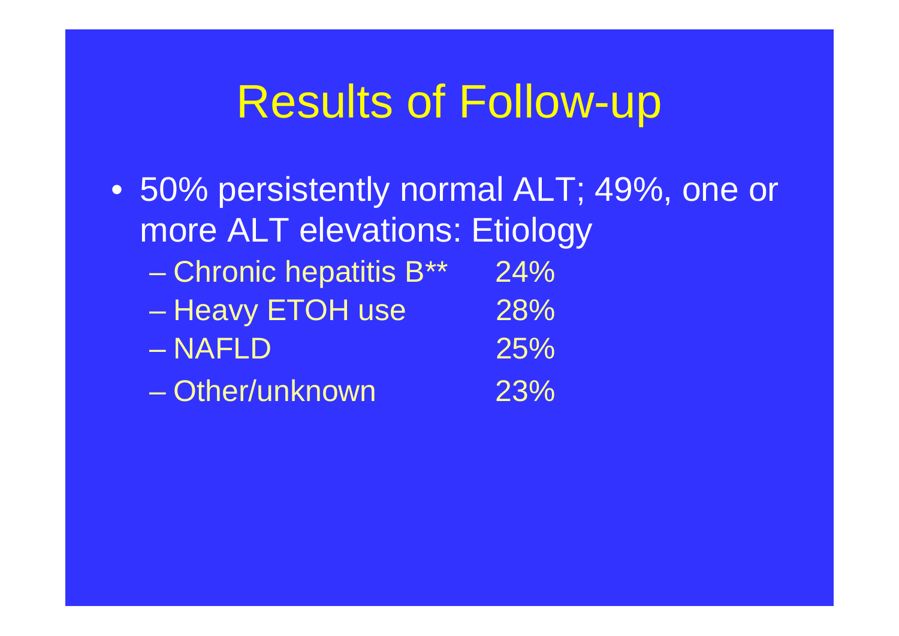# Results of Follow-up

- 50% persistently normal ALT; 49%, one or more ALT elevations: Etiology
  - Chronic hepatitis B** 24%
  - Heavy ETOH use 28%
  - NAFLD 25%
  - Other/unknown 23%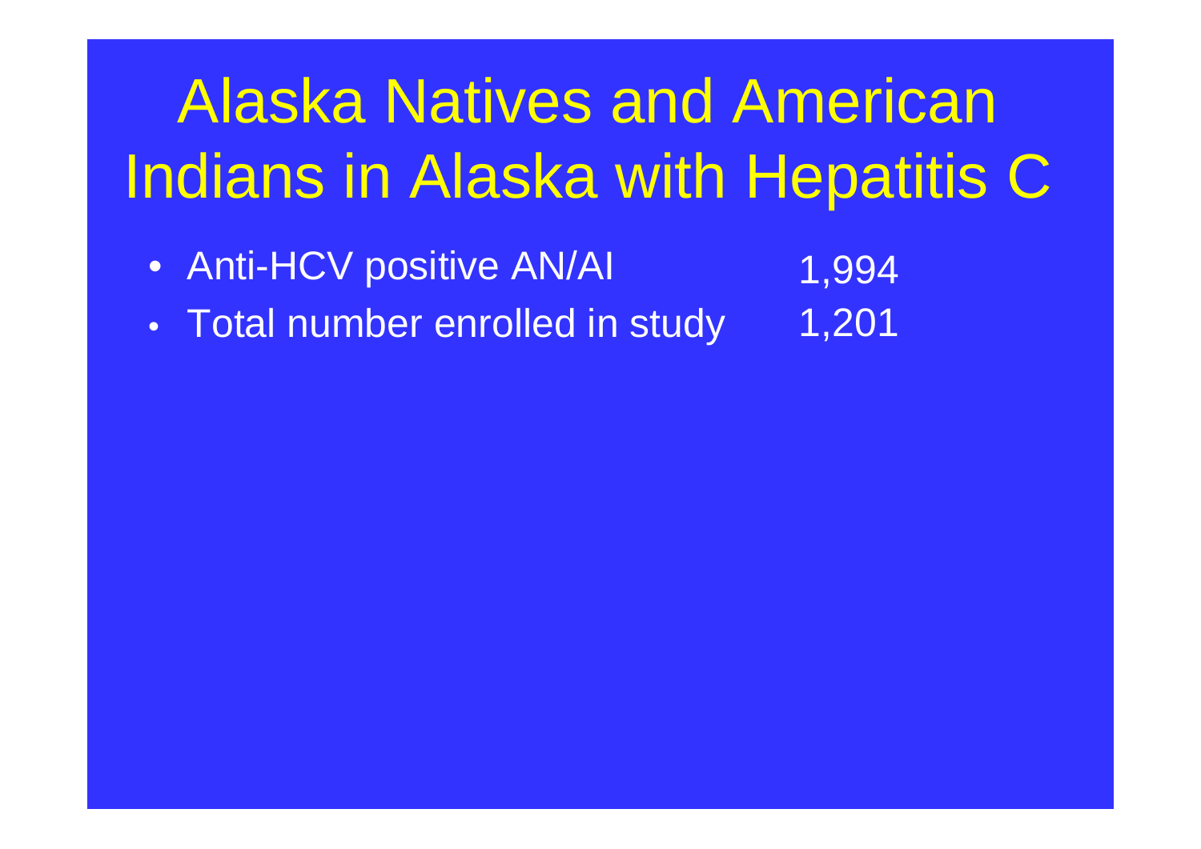# Alaska Natives and American Indians in Alaska with Hepatitis C

- Anti-HCV positive AN/AI 1,994
- Total number enrolled in study 1,201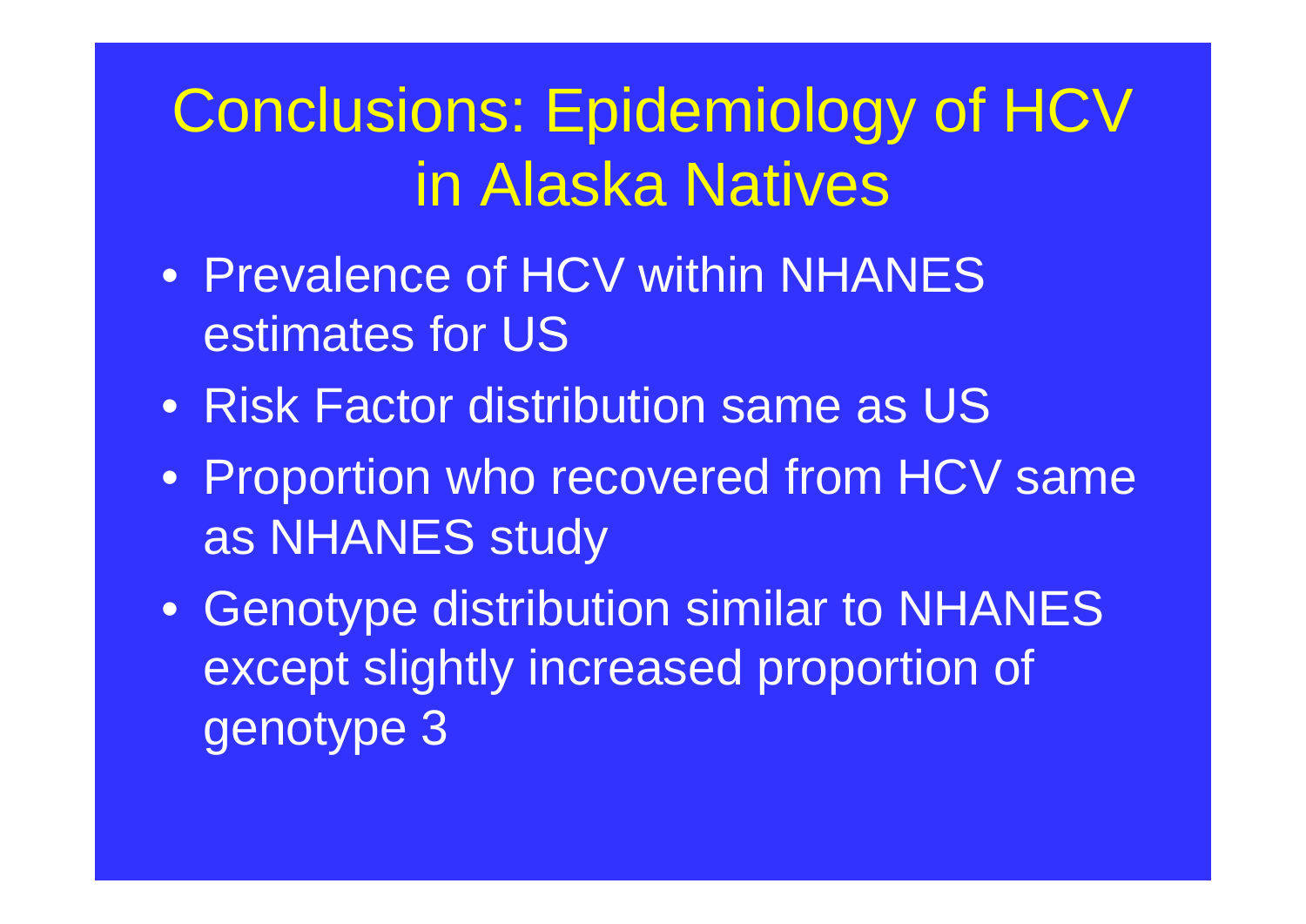# Conclusions: Epidemiology of HCV in Alaska Natives

- Prevalence of HCV within NHANES estimates for US
- Risk Factor distribution same as US
- Proportion who recovered from HCV same as NHANES study
- Genotype distribution similar to NHANES except slightly increased proportion of genotype 3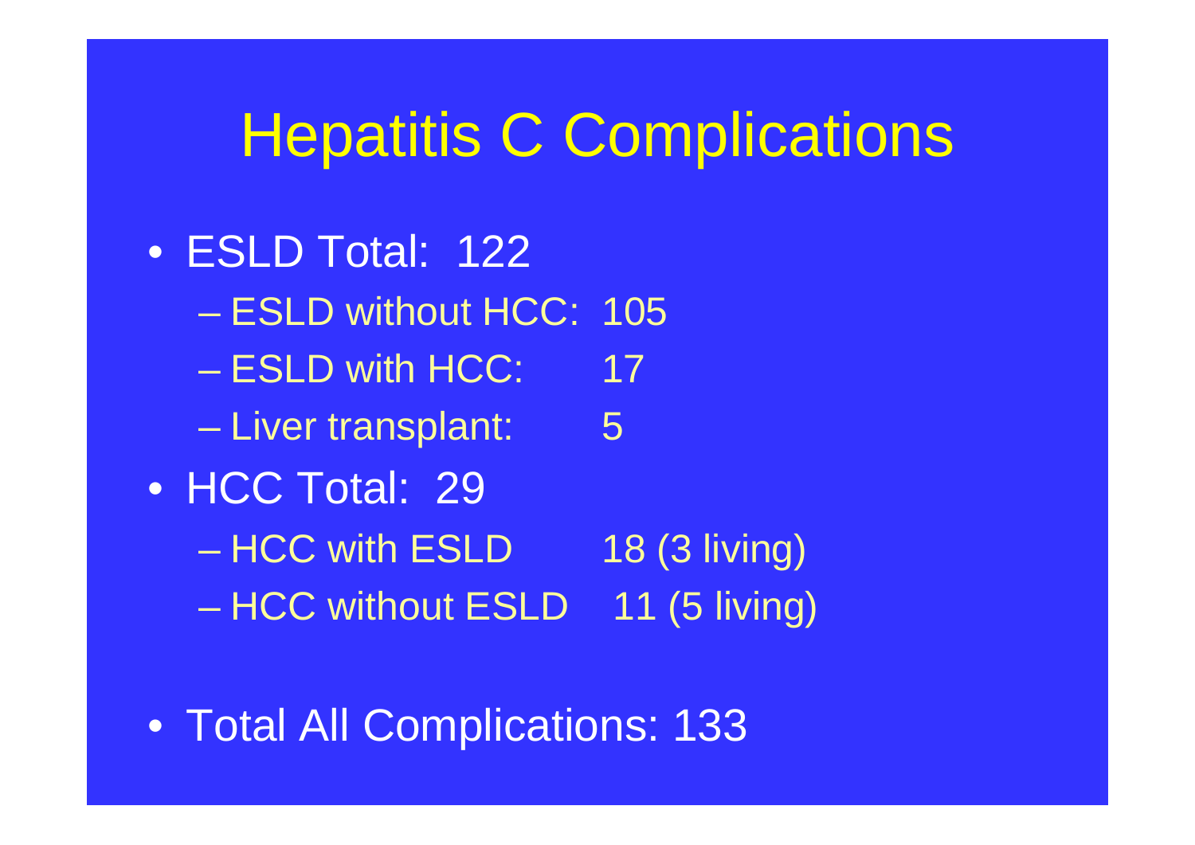# Hepatitis C Complications

- ESLD Total: 122
  - ESLD without HCC: 105
  - ESLD with HCC: 17
  - Liver transplant: 5
- HCC Total: 29
  - HCC with ESLD 18 (3 living)
  - HCC without ESLD 11 (5 living)

- Total All Complications: 133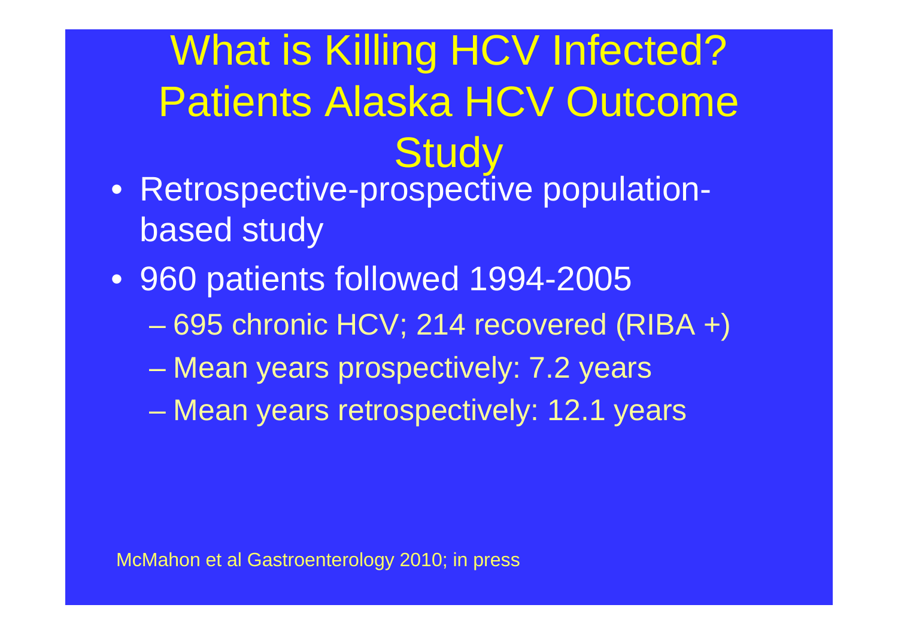# What is Killing HCV Infected? Patients Alaska HCV Outcome Study

- Retrospective-prospective population-based study
- 960 patients followed 1994-2005
  - 695 chronic HCV; 214 recovered (RIBA +)
  - Mean years prospectively: 7.2 years
  - Mean years retrospectively: 12.1 years

McMahon et al Gastroenterology 2010; in press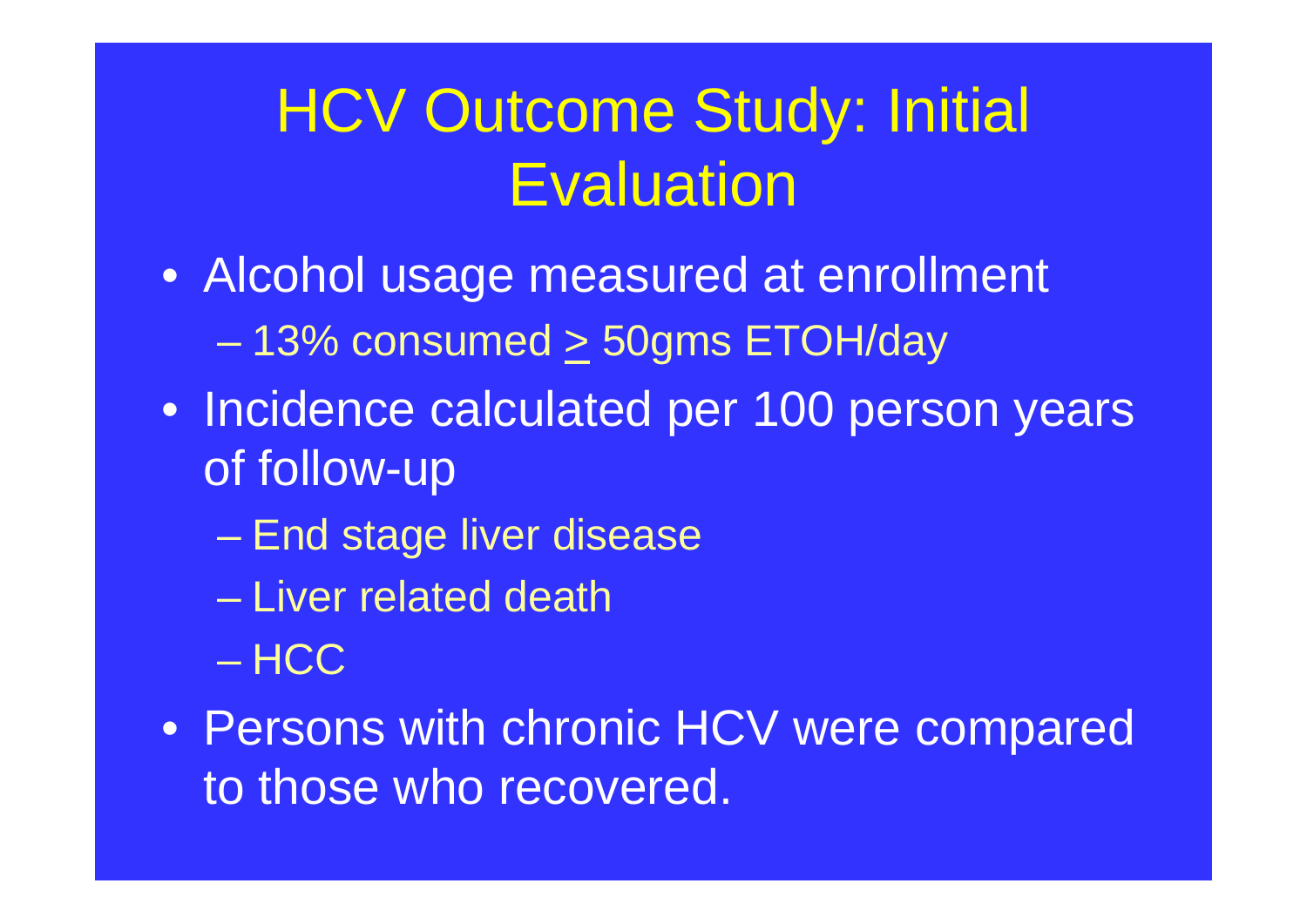# HCV Outcome Study: Initial Evaluation

- Alcohol usage measured at enrollment
  - 13% consumed $\geq$ 50gms ETOH/day
- Incidence calculated per 100 person years of follow-up
  - End stage liver disease
  - Liver related death
  - HCC
- Persons with chronic HCV were compared to those who recovered.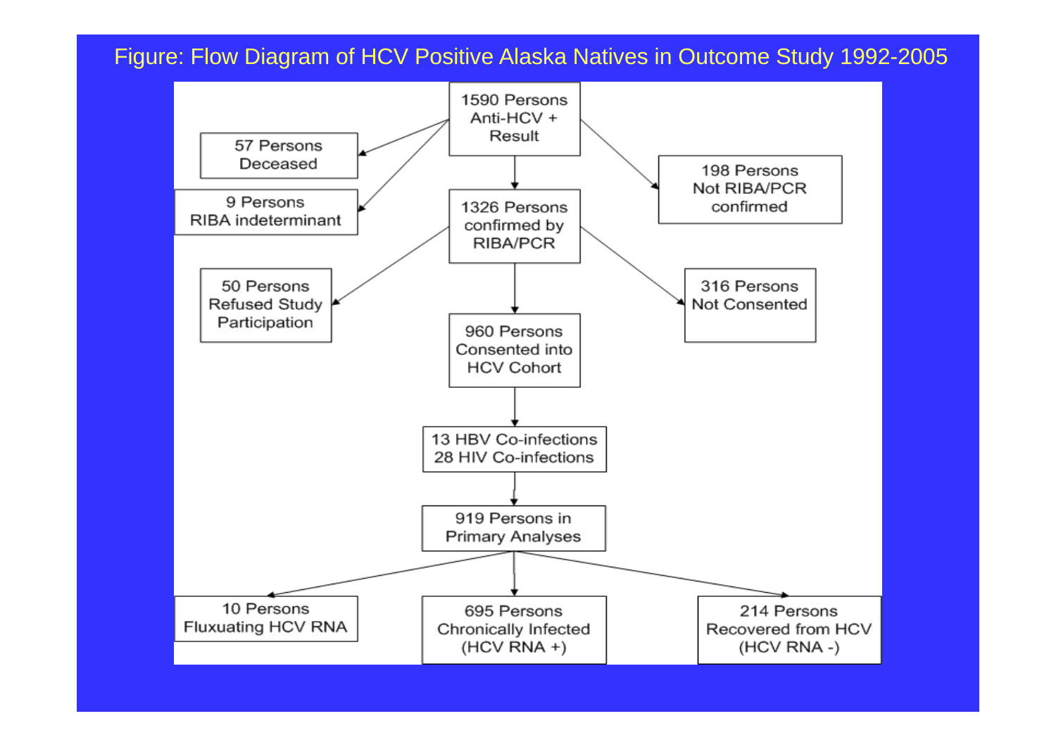# Figure: Flow Diagram of HCV Positive Alaska Natives in Outcome Study 1992-2005

1590 Persons Anti-HCV + Result

- 57 Persons Deceased
- 9 Persons RIBA indeterminant
- 198 Persons Not RIBA/PCR confirmed

1326 Persons confirmed by RIBA/PCR

- 50 Persons Refused Study Participation
- 316 Persons Not Consented

960 Persons Consented into HCV Cohort

13 HBV Co-infections
28 HIV Co-infections

919 Persons in Primary Analyses

- 10 Persons Fluxuating HCV RNA
- 695 Persons Chronically Infected (HCV RNA +)
- 214 Persons Recovered from HCV (HCV RNA -)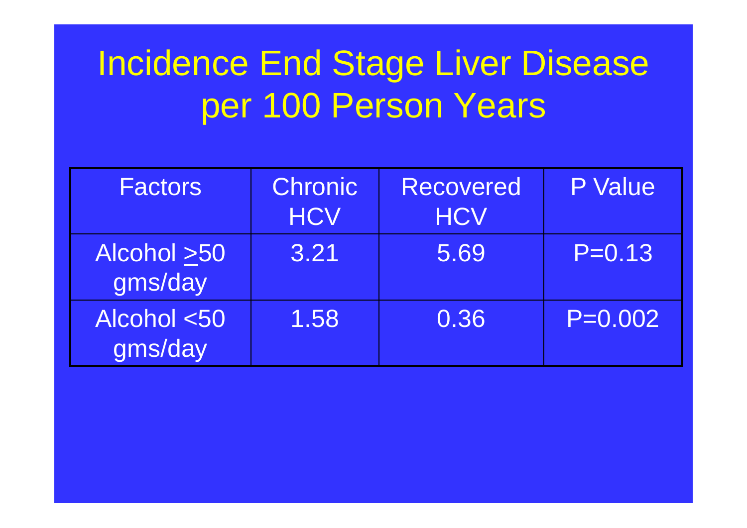# Incidence End Stage Liver Disease per 100 Person Years

| Factors | Chronic HCV | Recovered HCV | P Value |
|---|---|---|---|
| Alcohol ≥50 gms/day | 3.21 | 5.69 | P=0.13 |
| Alcohol <50 gms/day | 1.58 | 0.36 | P=0.002 |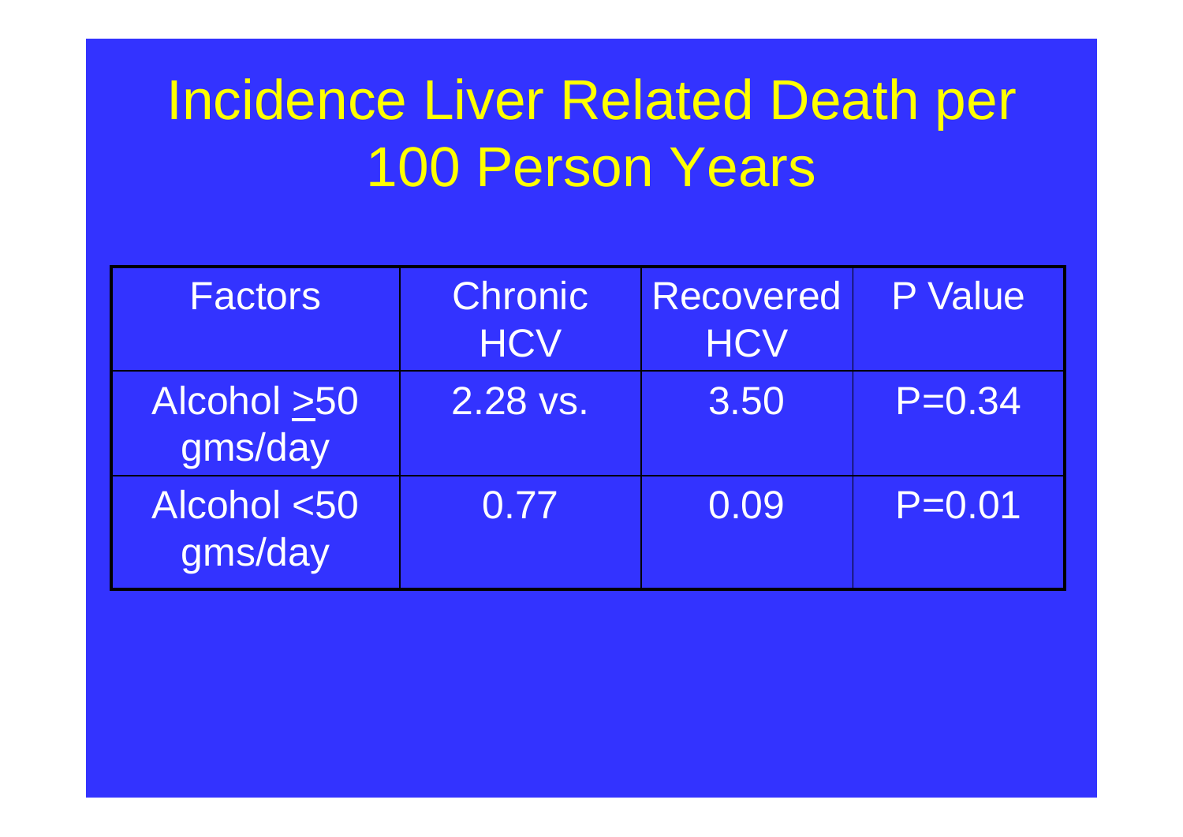# Incidence Liver Related Death per 100 Person Years

| Factors | Chronic HCV | Recovered HCV | P Value |
|---|---|---|---|
| Alcohol ≥50 gms/day | 2.28 vs. | 3.50 | P=0.34 |
| Alcohol <50 gms/day | 0.77 | 0.09 | P=0.01 |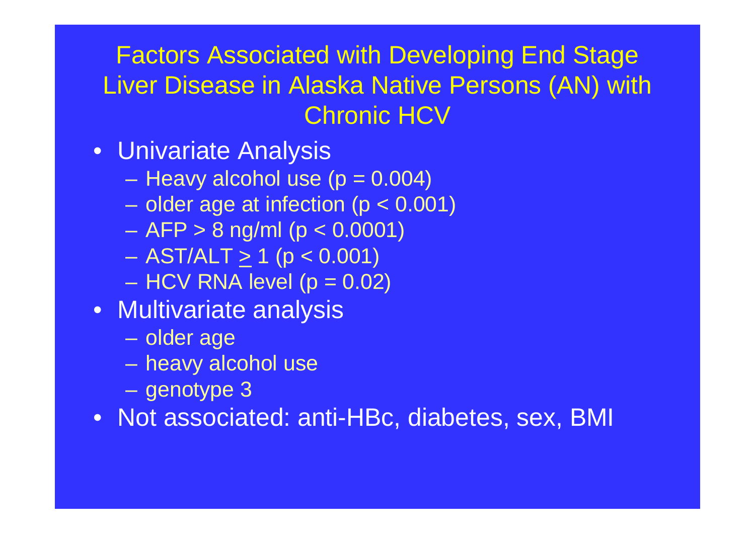# Factors Associated with Developing End Stage Liver Disease in Alaska Native Persons (AN) with Chronic HCV

- Univariate Analysis
  - Heavy alcohol use ($p = 0.004$)
  - older age at infection ($p < 0.001$)
  - AFP > 8 ng/ml ($p < 0.0001$)
  - AST/ALT $\geq$ 1 ($p < 0.001$)
  - HCV RNA level ($p = 0.02$)
- Multivariate analysis
  - older age
  - heavy alcohol use
  - genotype 3
- Not associated: anti-HBc, diabetes, sex, BMI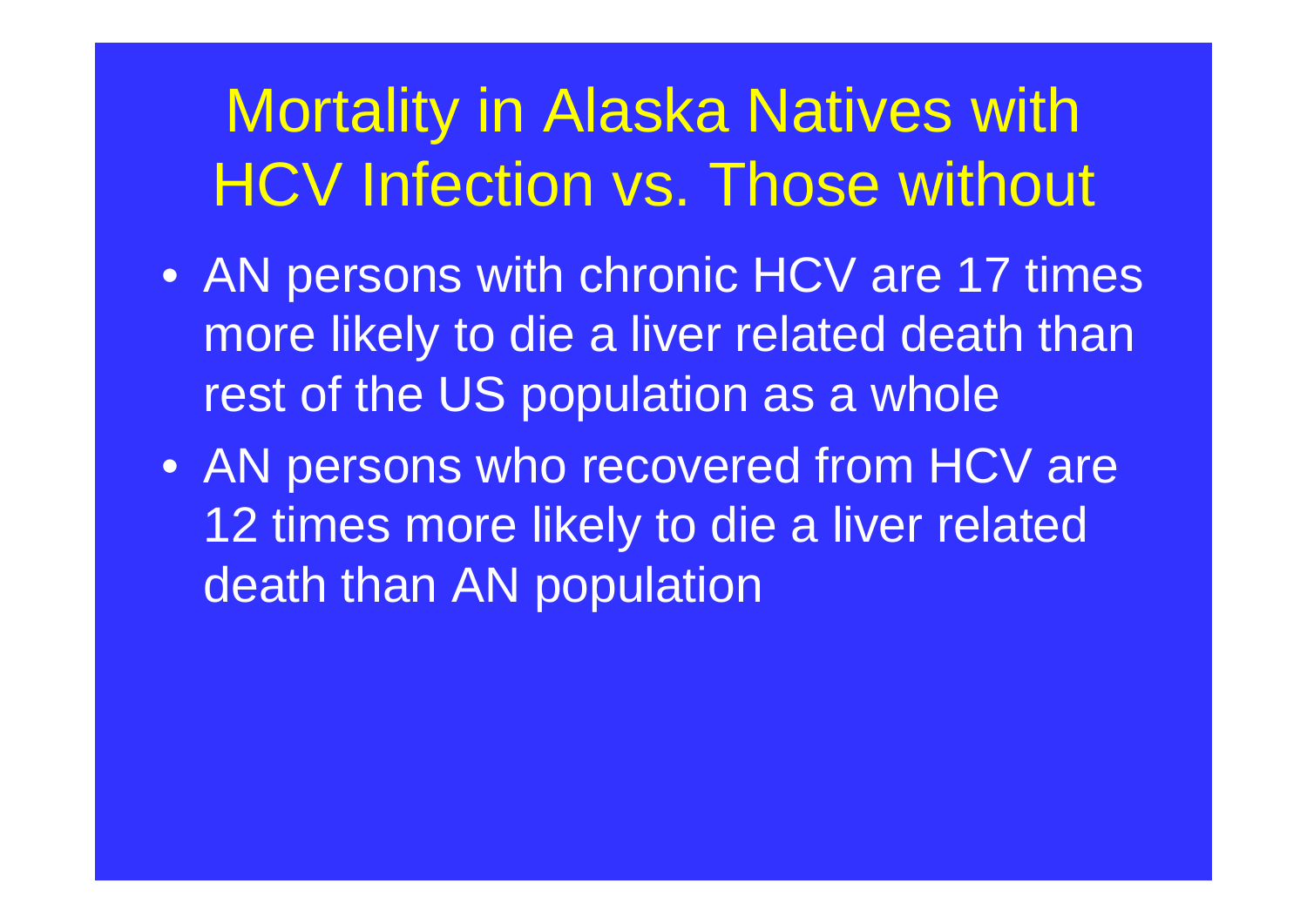# Mortality in Alaska Natives with HCV Infection vs. Those without

- AN persons with chronic HCV are 17 times more likely to die a liver related death than rest of the US population as a whole
- AN persons who recovered from HCV are 12 times more likely to die a liver related death than AN population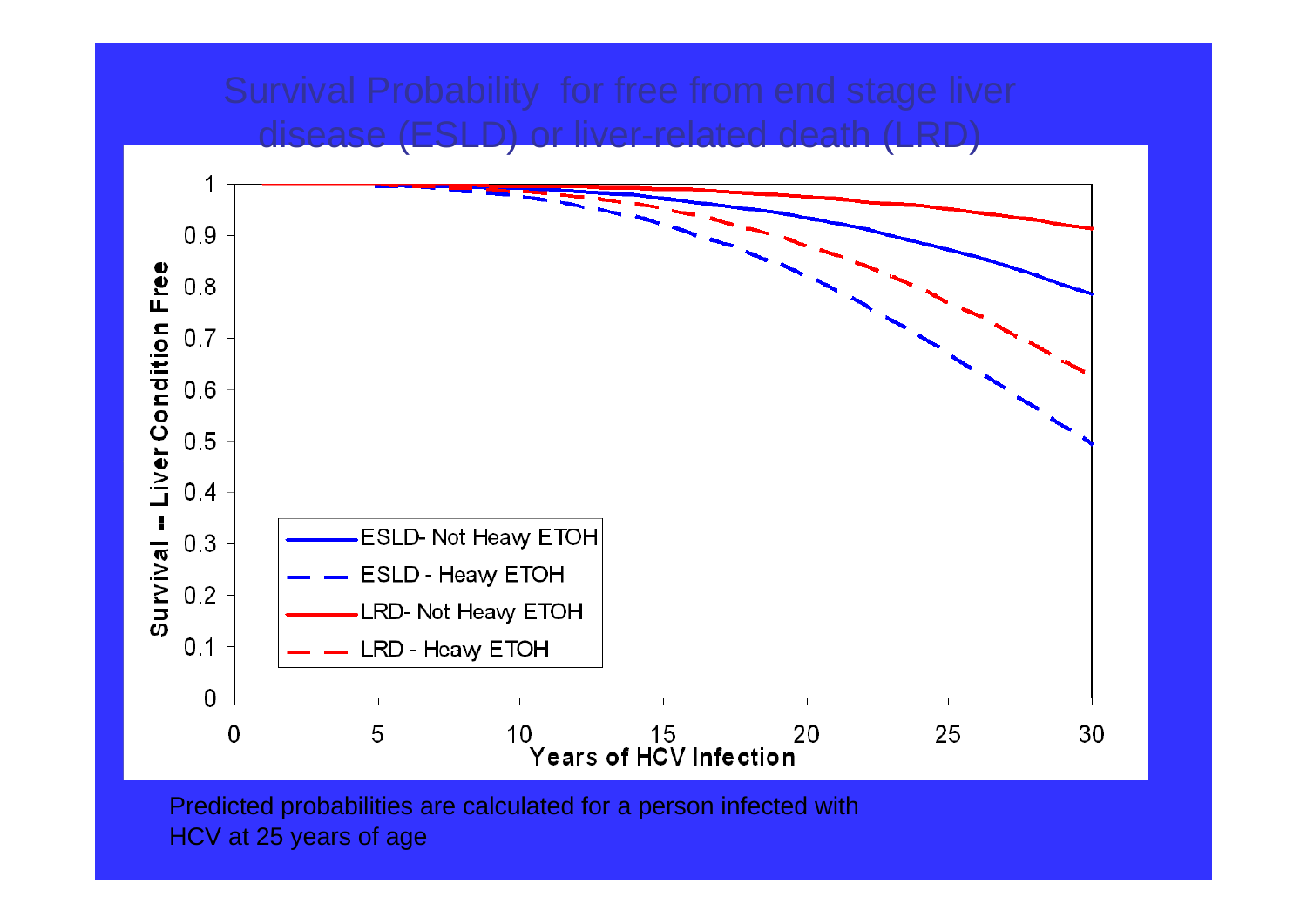# Survival Probability for free from end stage liver disease (ESLD) or liver-related death (LRD)

Survival -- Liver Condition Free

Years of HCV Infection

- ESLD- Not Heavy ETOH
- ESLD - Heavy ETOH
- LRD- Not Heavy ETOH
- LRD - Heavy ETOH

Predicted probabilities are calculated for a person infected with HCV at 25 years of age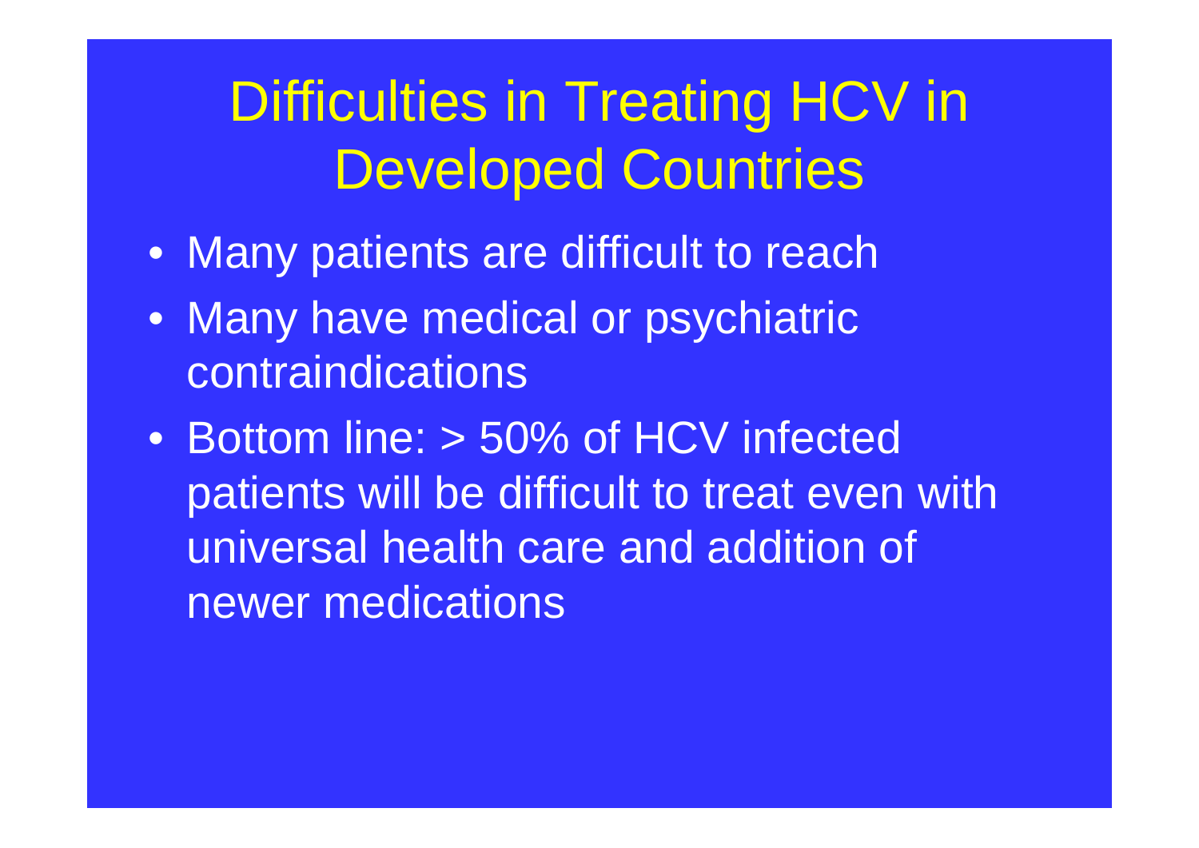# Difficulties in Treating HCV in Developed Countries

- Many patients are difficult to reach
- Many have medical or psychiatric contraindications
- Bottom line: > 50% of HCV infected patients will be difficult to treat even with universal health care and addition of newer medications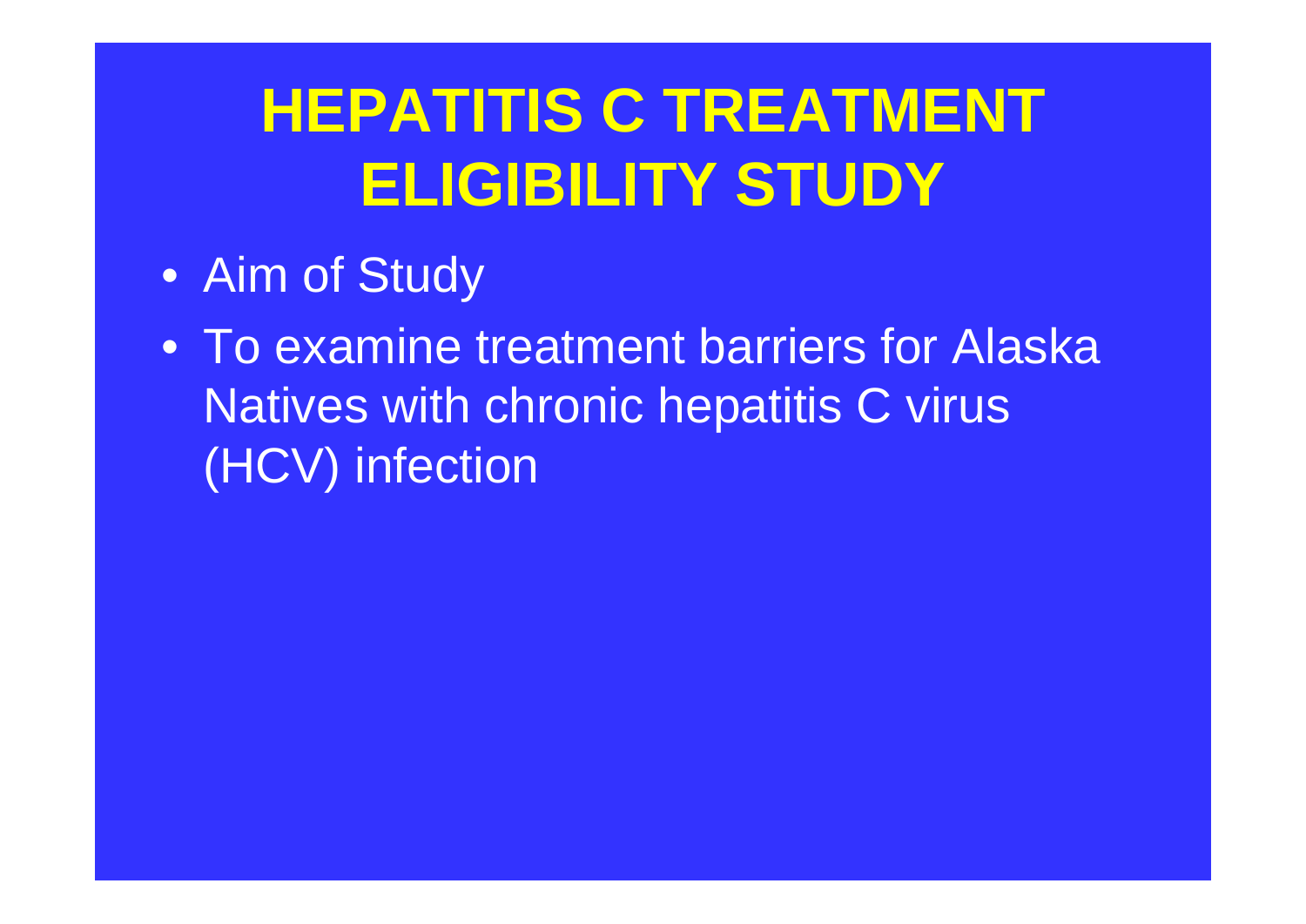# HEPATITIS C TREATMENT ELIGIBILITY STUDY

- Aim of Study
- To examine treatment barriers for Alaska Natives with chronic hepatitis C virus (HCV) infection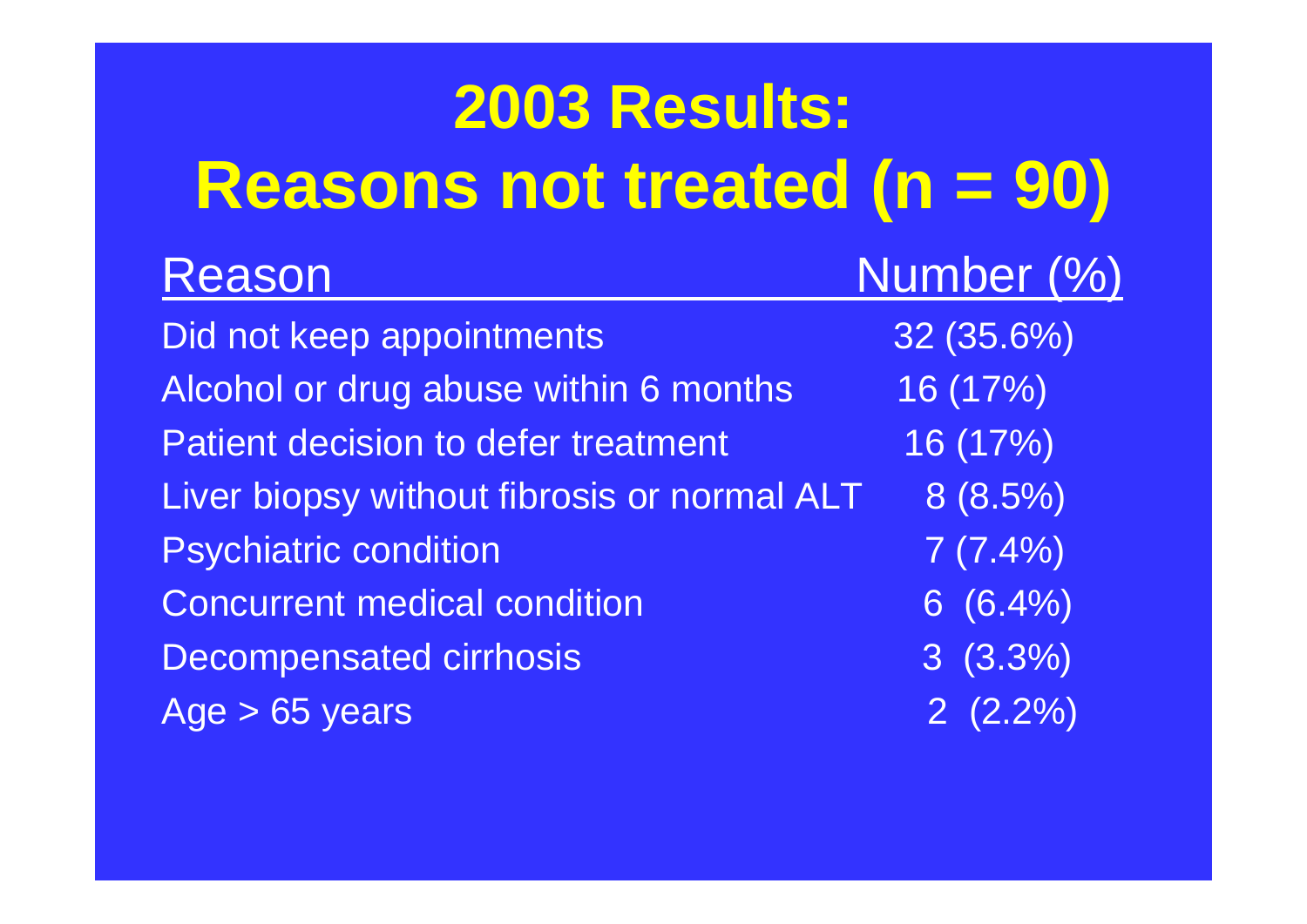# 2003 Results: Reasons not treated (n = 90)

| Reason | Number (%) |
| --- | --- |
| Did not keep appointments | 32 (35.6%) |
| Alcohol or drug abuse within 6 months | 16 (17%) |
| Patient decision to defer treatment | 16 (17%) |
| Liver biopsy without fibrosis or normal ALT | 8 (8.5%) |
| Psychiatric condition | 7 (7.4%) |
| Concurrent medical condition | 6 (6.4%) |
| Decompensated cirrhosis | 3 (3.3%) |
| Age > 65 years | 2 (2.2%) |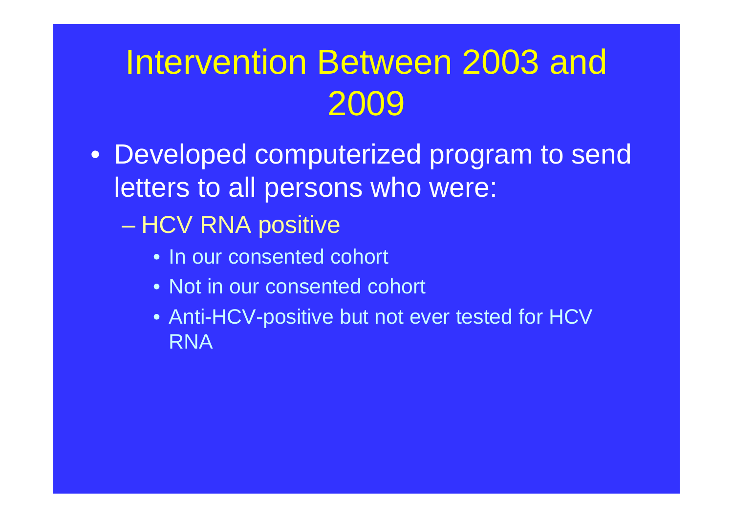# Intervention Between 2003 and 2009

- Developed computerized program to send letters to all persons who were:
  - HCV RNA positive
    - In our consented cohort
    - Not in our consented cohort
    - Anti-HCV-positive but not ever tested for HCV RNA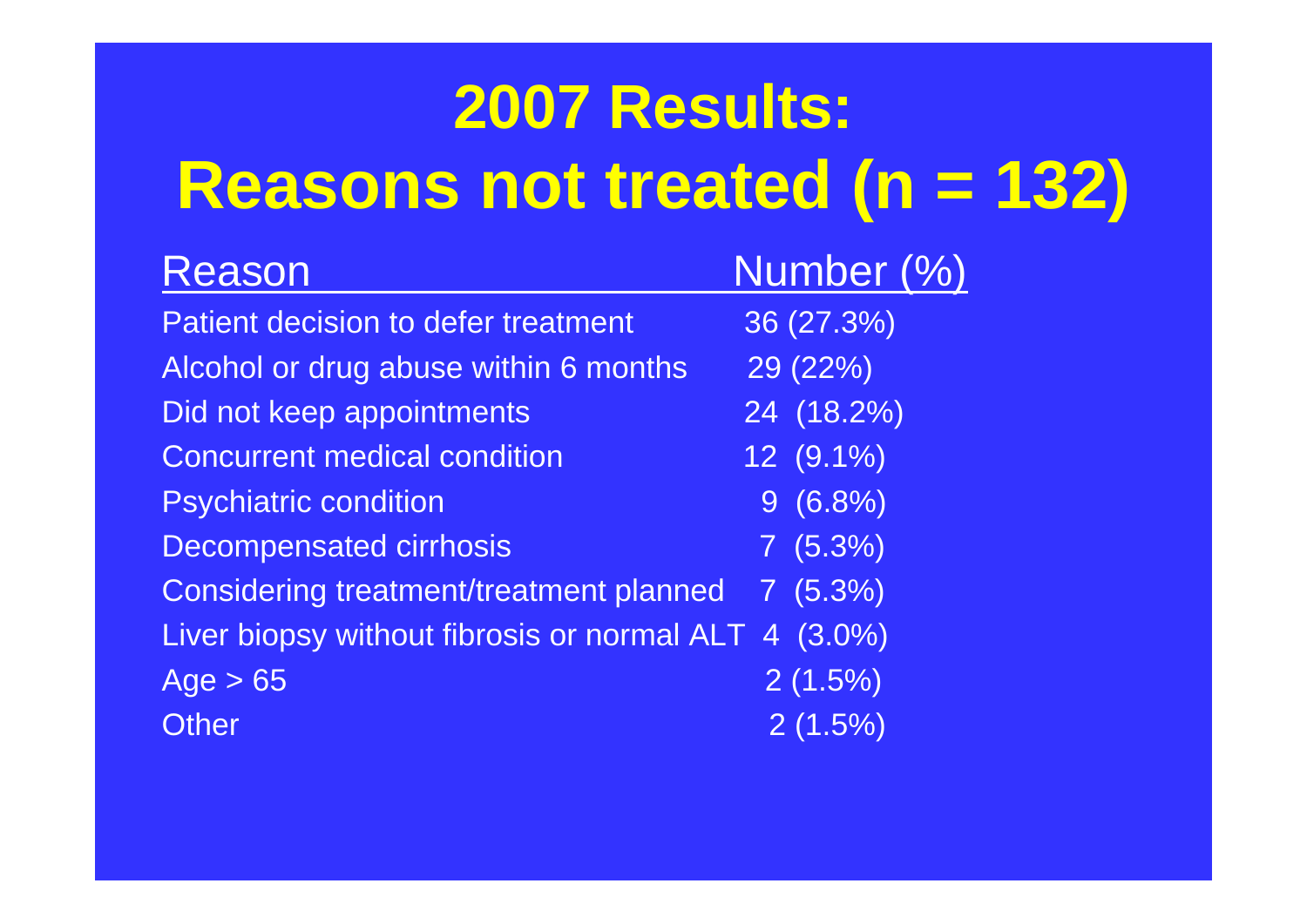# 2007 Results: Reasons not treated (n = 132)

| Reason | Number (%) |
|---|---|
| Patient decision to defer treatment | 36 (27.3%) |
| Alcohol or drug abuse within 6 months | 29 (22%) |
| Did not keep appointments | 24 (18.2%) |
| Concurrent medical condition | 12 (9.1%) |
| Psychiatric condition | 9 (6.8%) |
| Decompensated cirrhosis | 7 (5.3%) |
| Considering treatment/treatment planned | 7 (5.3%) |
| Liver biopsy without fibrosis or normal ALT | 4 (3.0%) |
| Age > 65 | 2 (1.5%) |
| Other | 2 (1.5%) |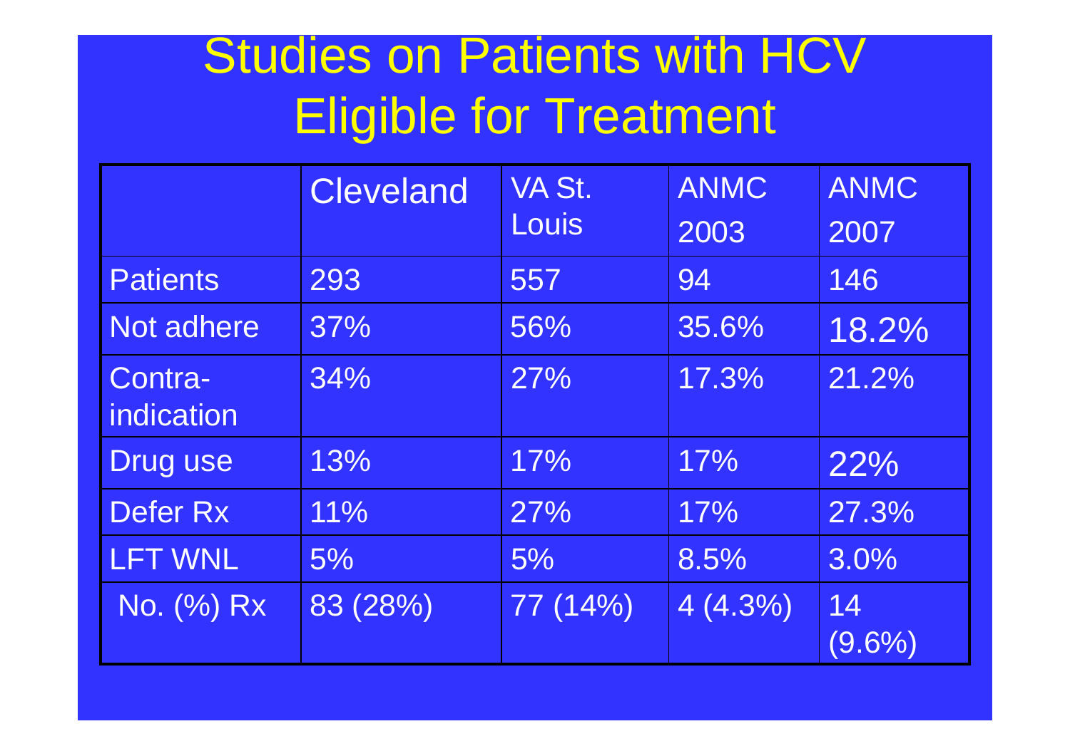# Studies on Patients with HCV Eligible for Treatment

| | Cleveland | VA St. Louis | ANMC 2003 | ANMC 2007 |
|---|---|---|---|---|
| Patients | 293 | 557 | 94 | 146 |
| Not adhere | 37% | 56% | 35.6% | 18.2% |
| Contra-indication | 34% | 27% | 17.3% | 21.2% |
| Drug use | 13% | 17% | 17% | 22% |
| Defer Rx | 11% | 27% | 17% | 27.3% |
| LFT WNL | 5% | 5% | 8.5% | 3.0% |
| No. (%) Rx | 83 (28%) | 77 (14%) | 4 (4.3%) | 14 (9.6%) |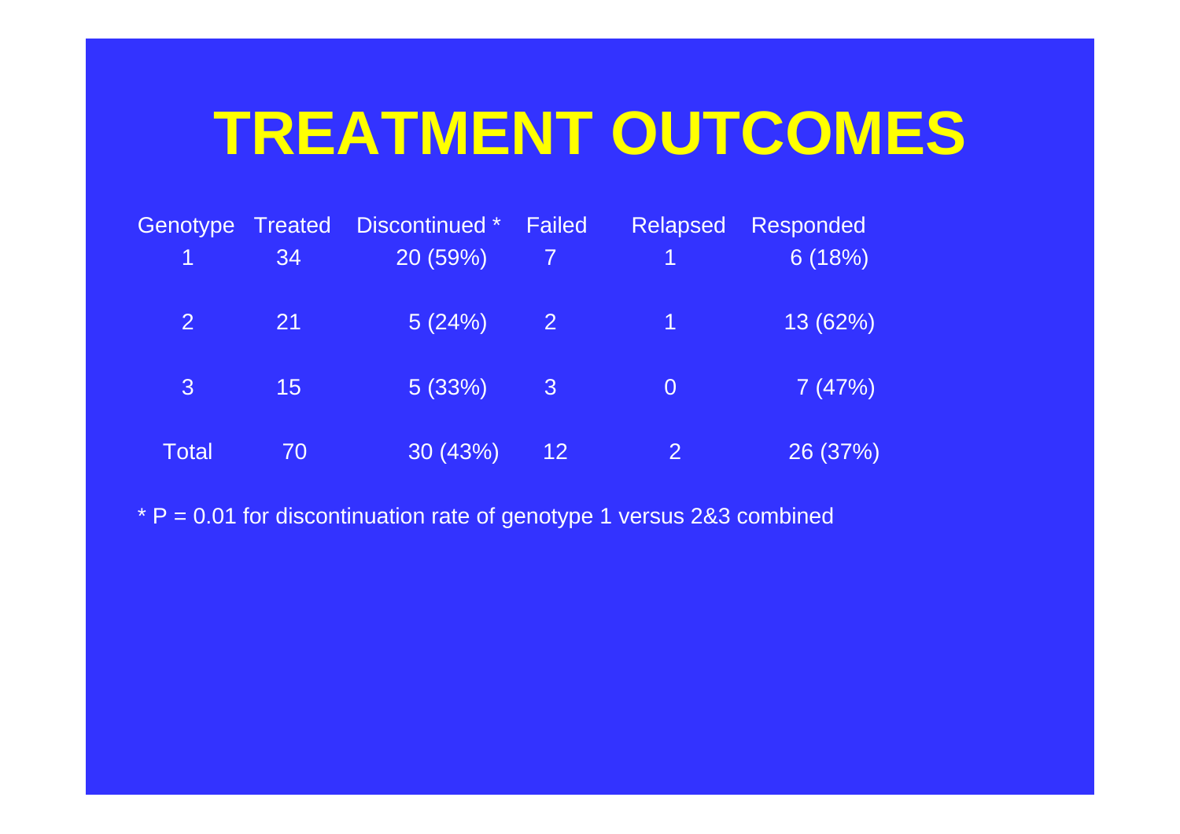# TREATMENT OUTCOMES

| Genotype | Treated | Discontinued * | Failed | Relapsed | Responded |
|---|---|---|---|---|---|
| 1 | 34 | 20 (59%) | 7 | 1 | 6 (18%) |
| 2 | 21 | 5 (24%) | 2 | 1 | 13 (62%) |
| 3 | 15 | 5 (33%) | 3 | 0 | 7 (47%) |
| Total | 70 | 30 (43%) | 12 | 2 | 26 (37%) |

* $P = 0.01$ for discontinuation rate of genotype 1 versus 2&3 combined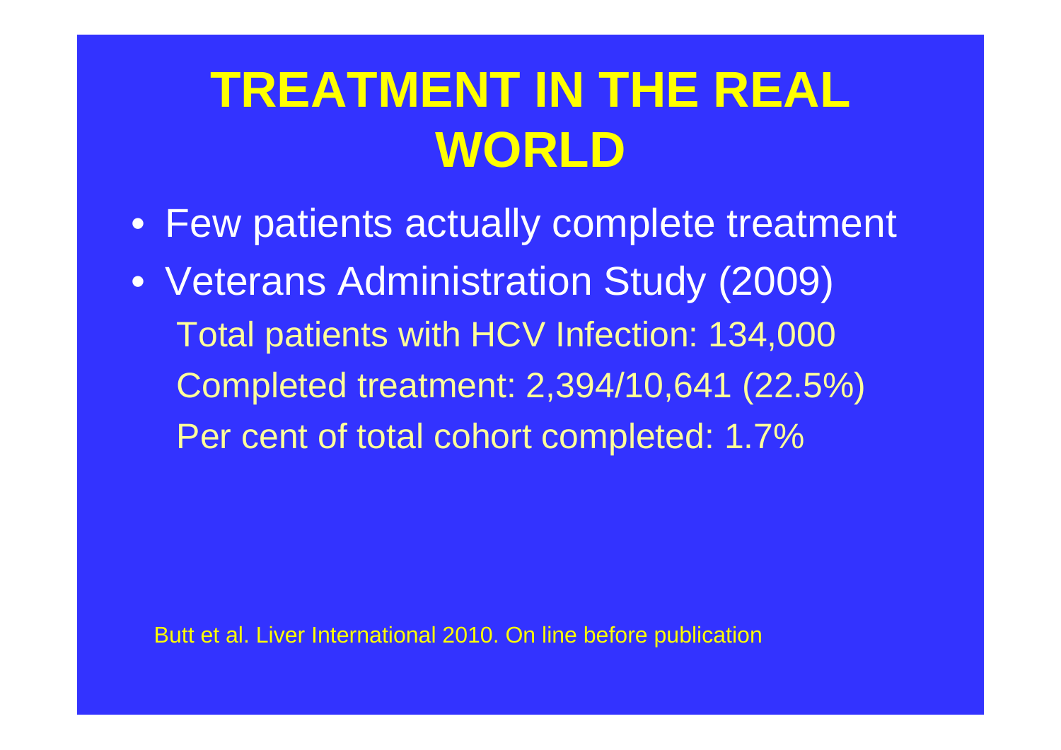# TREATMENT IN THE REAL WORLD

- Few patients actually complete treatment
- Veterans Administration Study (2009)

  Total patients with HCV Infection: 134,000

  Completed treatment: 2,394/10,641 (22.5%)

  Per cent of total cohort completed: 1.7%

Butt et al. Liver International 2010. On line before publication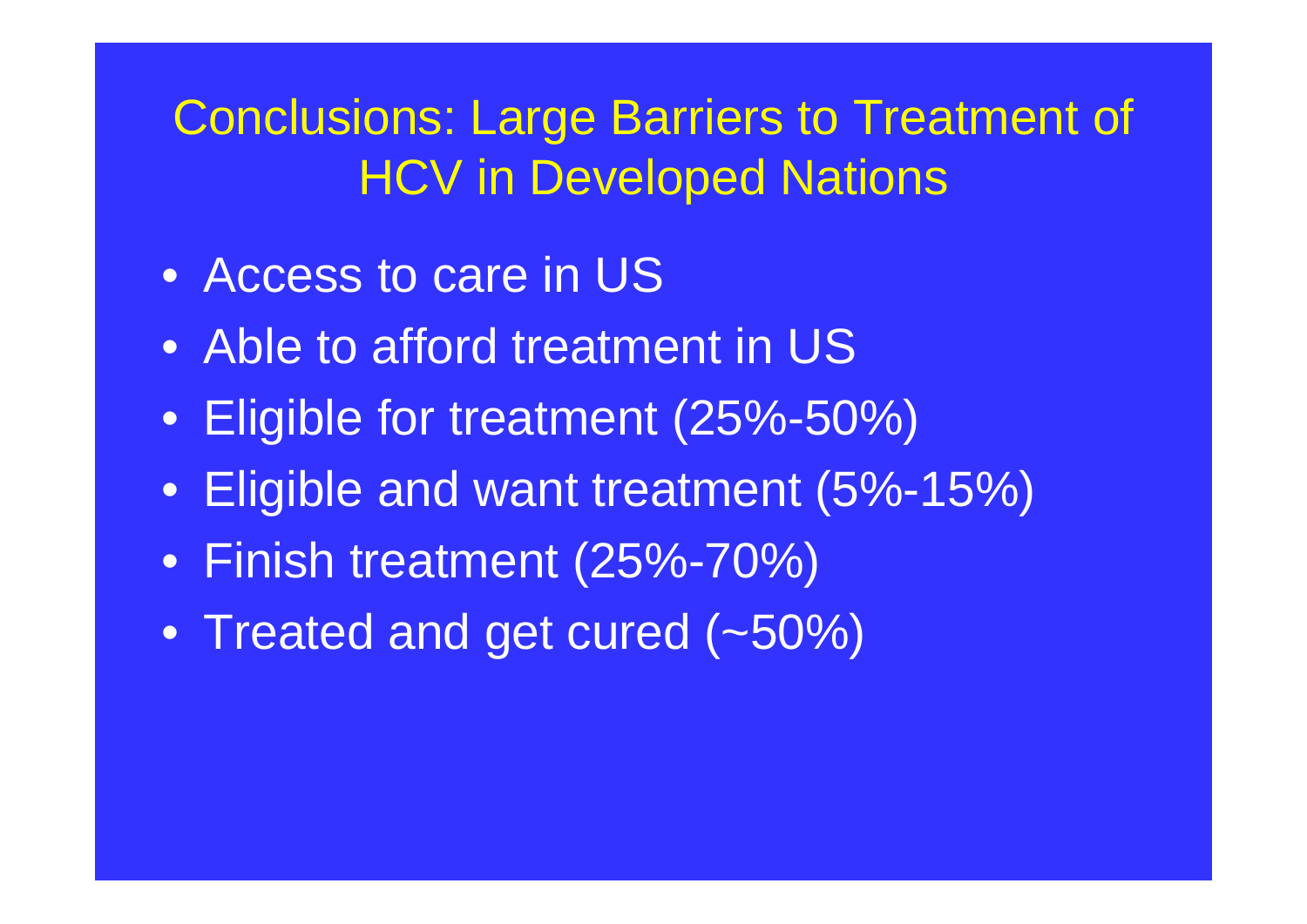# Conclusions: Large Barriers to Treatment of HCV in Developed Nations

- Access to care in US
- Able to afford treatment in US
- Eligible for treatment (25%-50%)
- Eligible and want treatment (5%-15%)
- Finish treatment (25%-70%)
- Treated and get cured (~50%)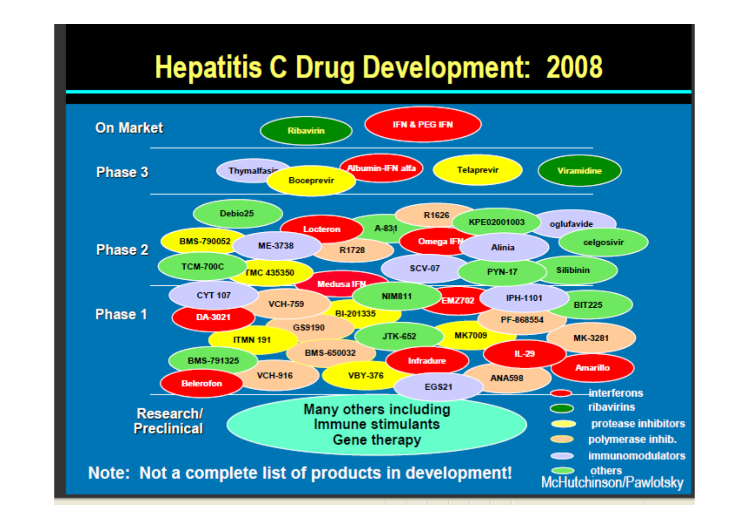# Hepatitis C Drug Development: 2008

**On Market**

- Ribavirin
- IFN & PEG IFN

**Phase 3**

- Thymalfasin
- Boceprevir
- Albumin-IFN alfa
- Telaprevir
- Viramidine

**Phase 2**

- Debio25
- Locteron
- A-831
- R1626
- KPE02001003
- oglufavide
- BMS-790052
- ME-3738
- R1728
- Omega IFN
- Alinia
- celgosivir
- TCM-700C
- TMC 435350
- SCV-07
- PYN-17
- Silibinin
- Medusa IFN

**Phase 1**

- CYT 107
- VCH-759
- NIM811
- EMZ702
- IPH-1101
- BIT225
- DA-3021
- BI-201335
- PF-868554
- GS9190
- ITMN 191
- JTK-652
- MK7009
- MK-3281
- BMS-650032
- BMS-791325
- Infradure
- IL-29
- Amarillo
- VCH-916
- VBY-376
- ANA598
- Belerofon
- EGS21

**Research/ Preclinical**

- Many others including Immune stimulants Gene therapy

Legend: interferons; ribavirins; protease inhibitors; polymerase inhib.; immunomodulators; others

Note: Not a complete list of products in development!

McHutchinson/Pawlotsky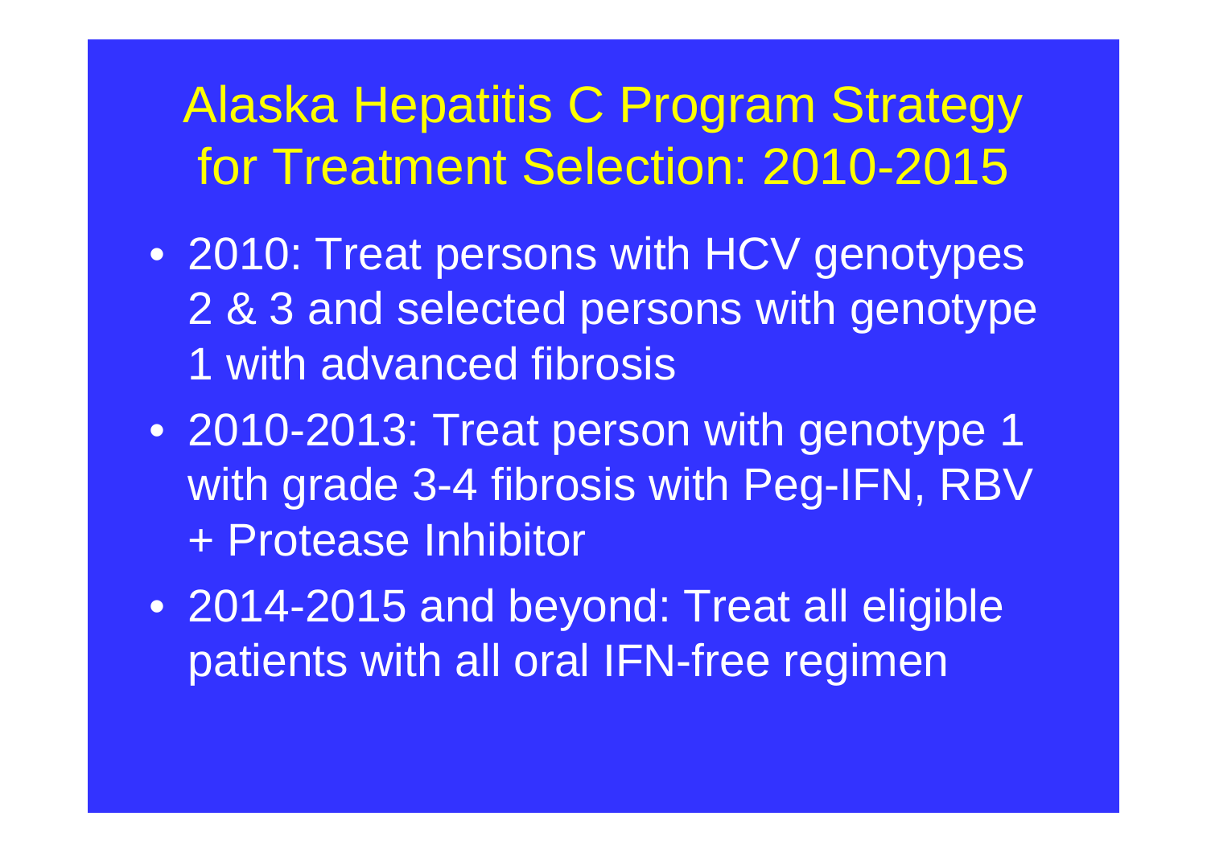# Alaska Hepatitis C Program Strategy for Treatment Selection: 2010-2015

- 2010: Treat persons with HCV genotypes 2 & 3 and selected persons with genotype 1 with advanced fibrosis
- 2010-2013: Treat person with genotype 1 with grade 3-4 fibrosis with Peg-IFN, RBV + Protease Inhibitor
- 2014-2015 and beyond: Treat all eligible patients with all oral IFN-free regimen